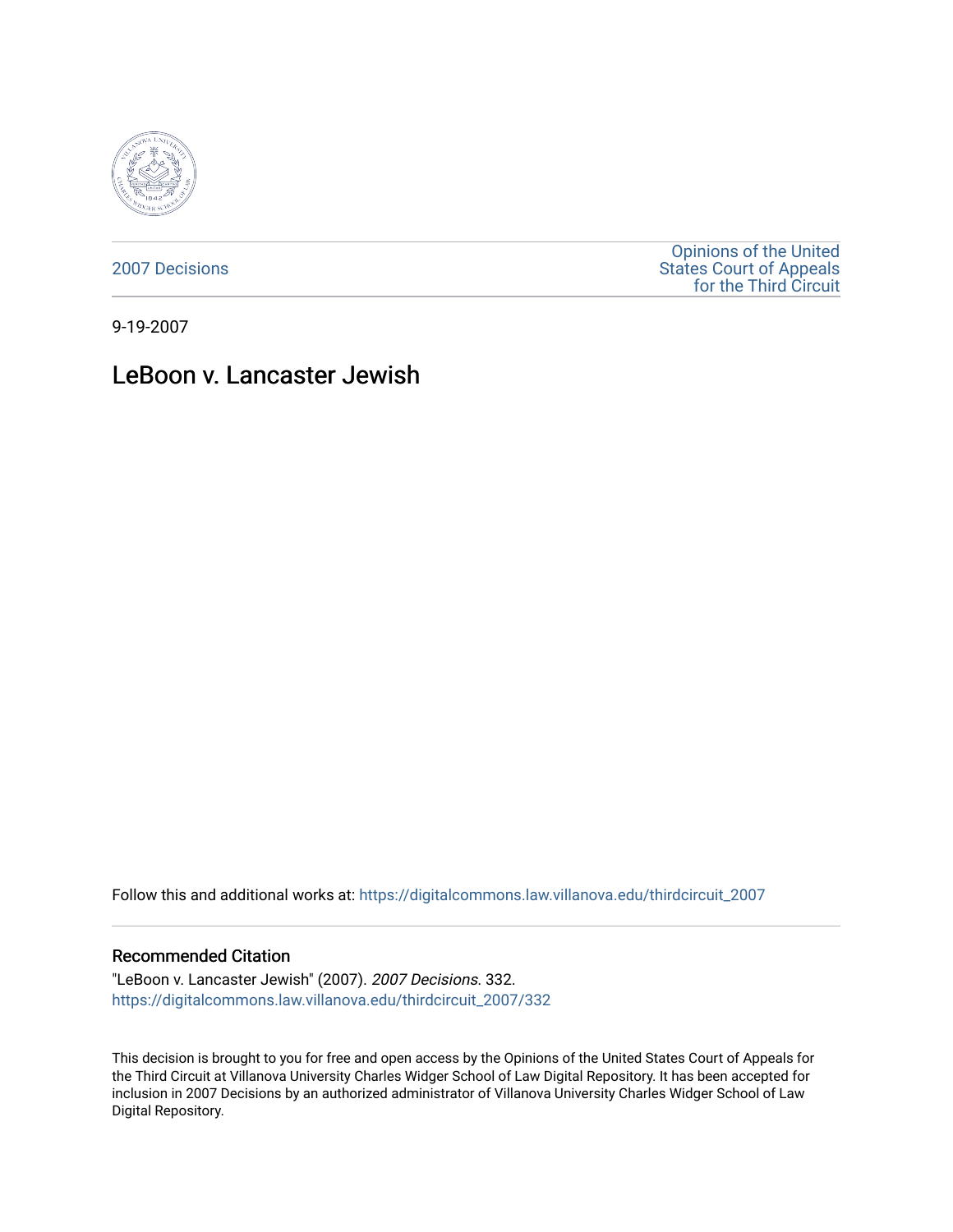2007 Decisions

Opinions of the United States Court of Appeals for the Third Circuit

9-19-2007

# LeBoon v. Lancaster Jewish

Follow this and additional works at: https://digitalcommons.law.villanova.edu/thirdcircuit_2007

## Recommended Citation

"LeBoon v. Lancaster Jewish" (2007). *2007 Decisions*. 332.
https://digitalcommons.law.villanova.edu/thirdcircuit_2007/332

This decision is brought to you for free and open access by the Opinions of the United States Court of Appeals for the Third Circuit at Villanova University Charles Widger School of Law Digital Repository. It has been accepted for inclusion in 2007 Decisions by an authorized administrator of Villanova University Charles Widger School of Law Digital Repository.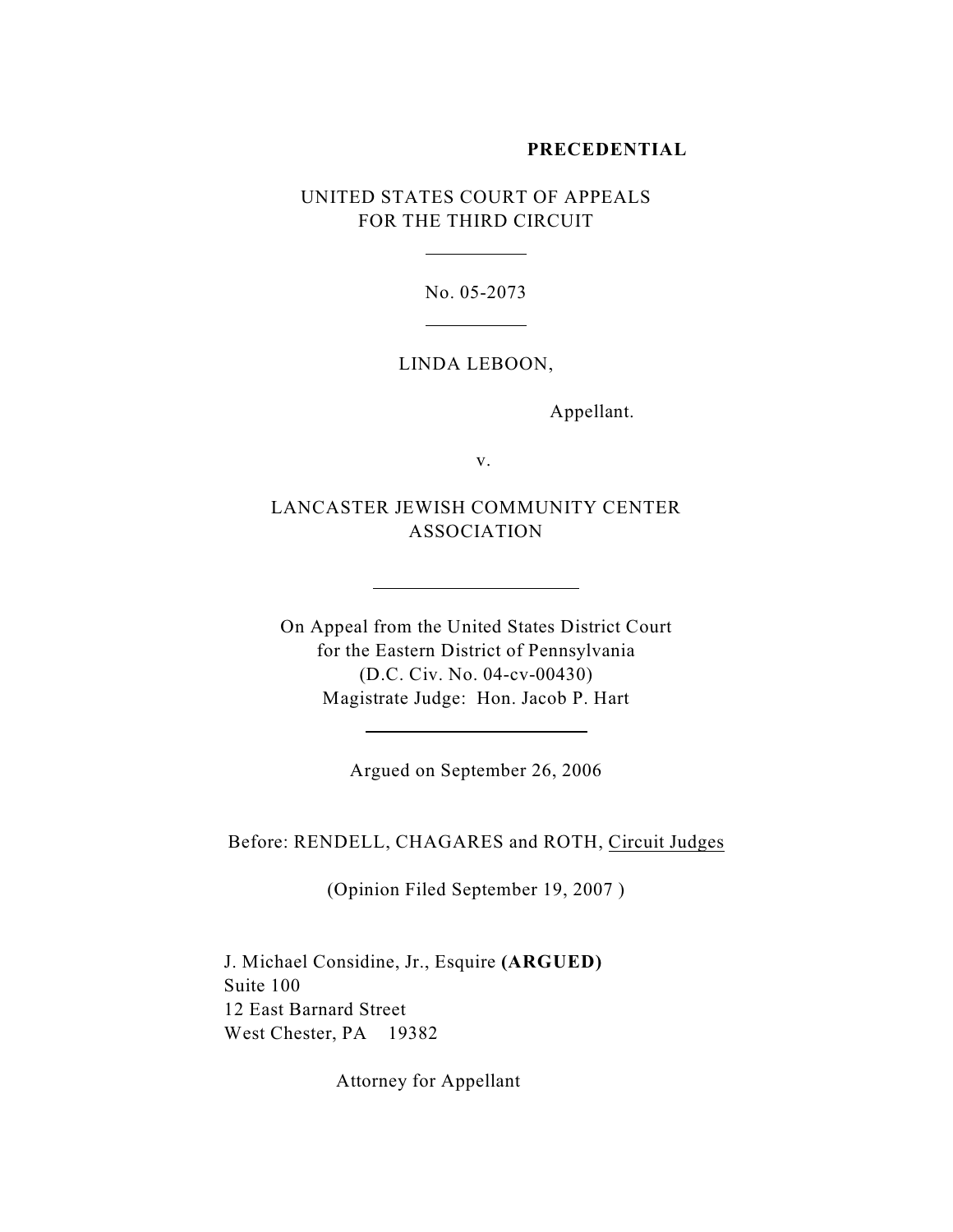**PRECEDENTIAL**

UNITED STATES COURT OF APPEALS
FOR THE THIRD CIRCUIT

---

No. 05-2073

---

LINDA LEBOON,

Appellant.

v.

LANCASTER JEWISH COMMUNITY CENTER ASSOCIATION

---

On Appeal from the United States District Court
for the Eastern District of Pennsylvania
(D.C. Civ. No. 04-cv-00430)
Magistrate Judge: Hon. Jacob P. Hart

---

Argued on September 26, 2006

Before: RENDELL, CHAGARES and ROTH, Circuit Judges

(Opinion Filed September 19, 2007 )

J. Michael Considine, Jr., Esquire **(ARGUED)**
Suite 100
12 East Barnard Street
West Chester, PA 19382

Attorney for Appellant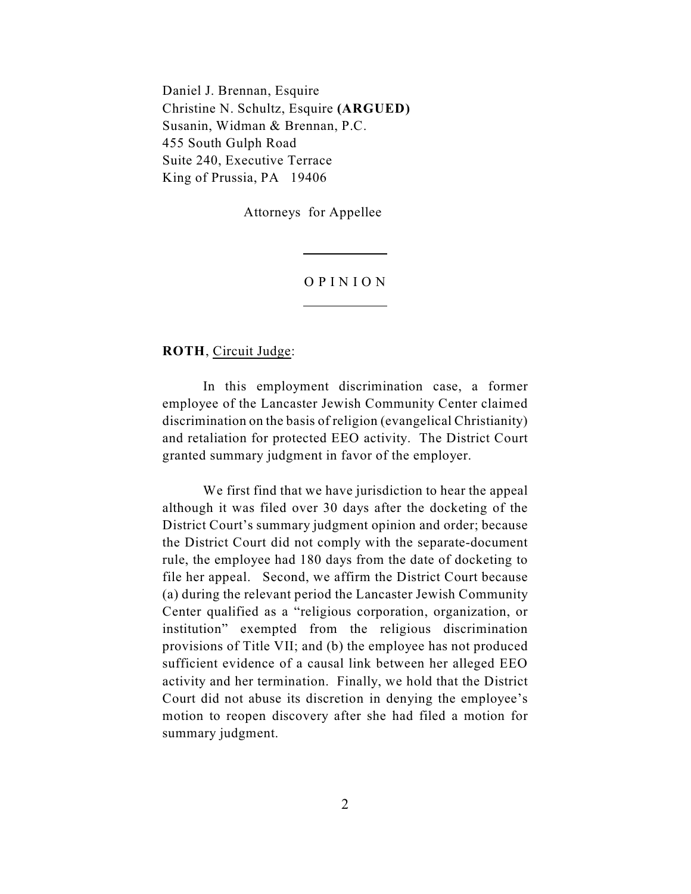Daniel J. Brennan, Esquire
Christine N. Schultz, Esquire **(ARGUED)**
Susanin, Widman & Brennan, P.C.
455 South Gulph Road
Suite 240, Executive Terrace
King of Prussia, PA 19406

Attorneys for Appellee

OPINION

**ROTH**, Circuit Judge:

In this employment discrimination case, a former employee of the Lancaster Jewish Community Center claimed discrimination on the basis of religion (evangelical Christianity) and retaliation for protected EEO activity. The District Court granted summary judgment in favor of the employer.

We first find that we have jurisdiction to hear the appeal although it was filed over 30 days after the docketing of the District Court's summary judgment opinion and order; because the District Court did not comply with the separate-document rule, the employee had 180 days from the date of docketing to file her appeal. Second, we affirm the District Court because (a) during the relevant period the Lancaster Jewish Community Center qualified as a "religious corporation, organization, or institution" exempted from the religious discrimination provisions of Title VII; and (b) the employee has not produced sufficient evidence of a causal link between her alleged EEO activity and her termination. Finally, we hold that the District Court did not abuse its discretion in denying the employee's motion to reopen discovery after she had filed a motion for summary judgment.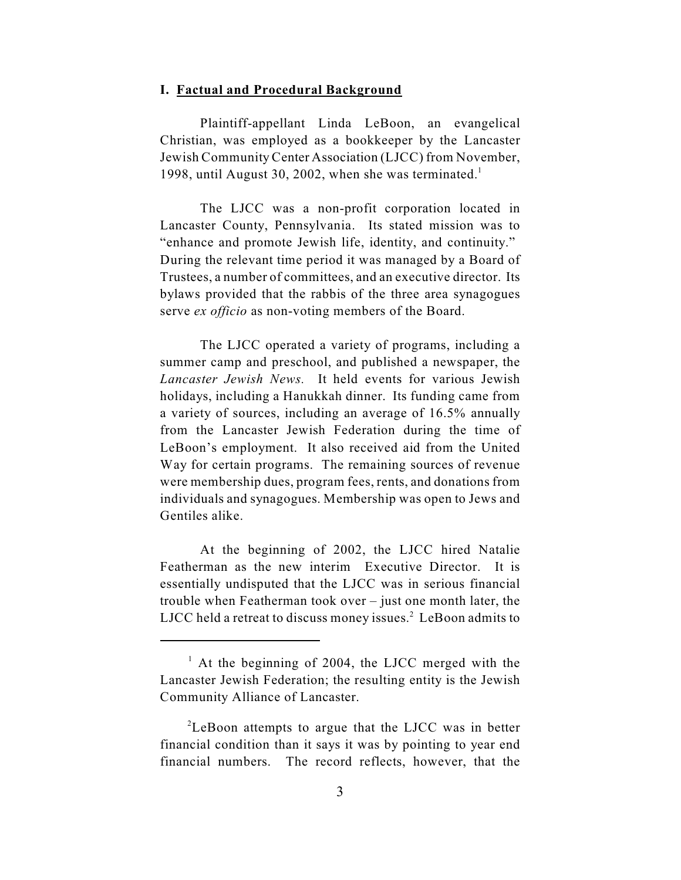## I. Factual and Procedural Background

Plaintiff-appellant Linda LeBoon, an evangelical Christian, was employed as a bookkeeper by the Lancaster Jewish Community Center Association (LJCC) from November, 1998, until August 30, 2002, when she was terminated.[1]

The LJCC was a non-profit corporation located in Lancaster County, Pennsylvania. Its stated mission was to "enhance and promote Jewish life, identity, and continuity." During the relevant time period it was managed by a Board of Trustees, a number of committees, and an executive director. Its bylaws provided that the rabbis of the three area synagogues serve *ex officio* as non-voting members of the Board.

The LJCC operated a variety of programs, including a summer camp and preschool, and published a newspaper, the *Lancaster Jewish News.* It held events for various Jewish holidays, including a Hanukkah dinner. Its funding came from a variety of sources, including an average of 16.5% annually from the Lancaster Jewish Federation during the time of LeBoon's employment. It also received aid from the United Way for certain programs. The remaining sources of revenue were membership dues, program fees, rents, and donations from individuals and synagogues. Membership was open to Jews and Gentiles alike.

At the beginning of 2002, the LJCC hired Natalie Featherman as the new interim Executive Director. It is essentially undisputed that the LJCC was in serious financial trouble when Featherman took over – just one month later, the LJCC held a retreat to discuss money issues.[2] LeBoon admits to

---

[1] At the beginning of 2004, the LJCC merged with the Lancaster Jewish Federation; the resulting entity is the Jewish Community Alliance of Lancaster.

[2] LeBoon attempts to argue that the LJCC was in better financial condition than it says it was by pointing to year end financial numbers. The record reflects, however, that the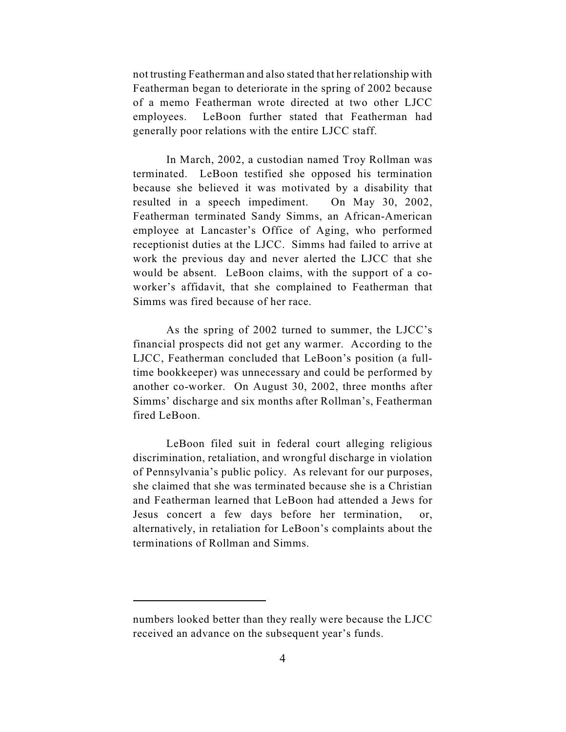not trusting Featherman and also stated that her relationship with Featherman began to deteriorate in the spring of 2002 because of a memo Featherman wrote directed at two other LJCC employees. LeBoon further stated that Featherman had generally poor relations with the entire LJCC staff.

In March, 2002, a custodian named Troy Rollman was terminated. LeBoon testified she opposed his termination because she believed it was motivated by a disability that resulted in a speech impediment. On May 30, 2002, Featherman terminated Sandy Simms, an African-American employee at Lancaster's Office of Aging, who performed receptionist duties at the LJCC. Simms had failed to arrive at work the previous day and never alerted the LJCC that she would be absent. LeBoon claims, with the support of a co-worker's affidavit, that she complained to Featherman that Simms was fired because of her race.

As the spring of 2002 turned to summer, the LJCC's financial prospects did not get any warmer. According to the LJCC, Featherman concluded that LeBoon's position (a full-time bookkeeper) was unnecessary and could be performed by another co-worker. On August 30, 2002, three months after Simms' discharge and six months after Rollman's, Featherman fired LeBoon.

LeBoon filed suit in federal court alleging religious discrimination, retaliation, and wrongful discharge in violation of Pennsylvania's public policy. As relevant for our purposes, she claimed that she was terminated because she is a Christian and Featherman learned that LeBoon had attended a Jews for Jesus concert a few days before her termination, or, alternatively, in retaliation for LeBoon's complaints about the terminations of Rollman and Simms.

---

numbers looked better than they really were because the LJCC received an advance on the subsequent year's funds.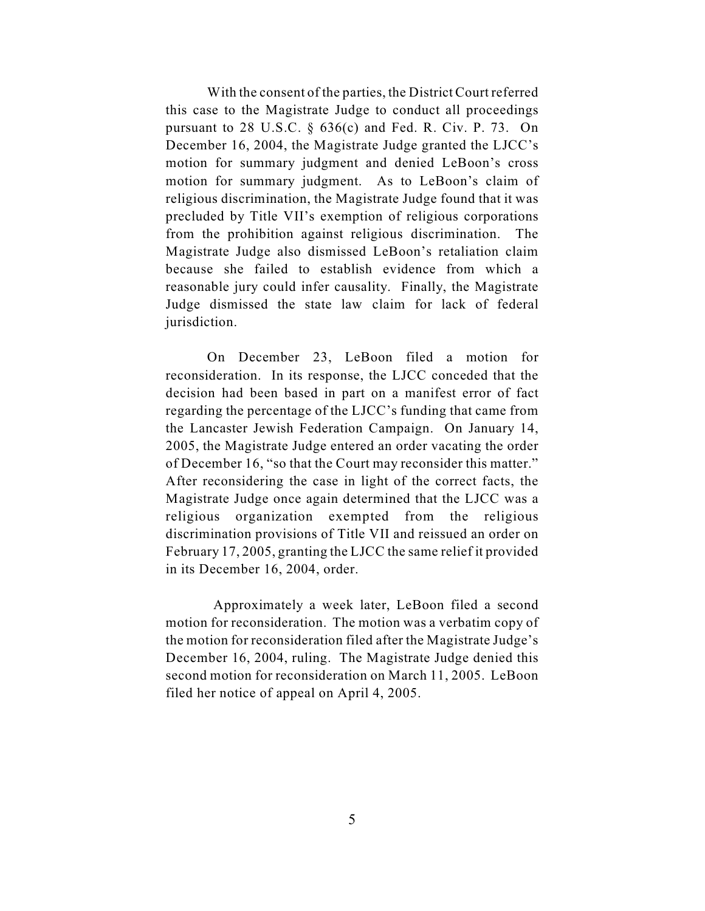With the consent of the parties, the District Court referred this case to the Magistrate Judge to conduct all proceedings pursuant to 28 U.S.C. § 636(c) and Fed. R. Civ. P. 73. On December 16, 2004, the Magistrate Judge granted the LJCC's motion for summary judgment and denied LeBoon's cross motion for summary judgment. As to LeBoon's claim of religious discrimination, the Magistrate Judge found that it was precluded by Title VII's exemption of religious corporations from the prohibition against religious discrimination. The Magistrate Judge also dismissed LeBoon's retaliation claim because she failed to establish evidence from which a reasonable jury could infer causality. Finally, the Magistrate Judge dismissed the state law claim for lack of federal jurisdiction.

On December 23, LeBoon filed a motion for reconsideration. In its response, the LJCC conceded that the decision had been based in part on a manifest error of fact regarding the percentage of the LJCC's funding that came from the Lancaster Jewish Federation Campaign. On January 14, 2005, the Magistrate Judge entered an order vacating the order of December 16, "so that the Court may reconsider this matter." After reconsidering the case in light of the correct facts, the Magistrate Judge once again determined that the LJCC was a religious organization exempted from the religious discrimination provisions of Title VII and reissued an order on February 17, 2005, granting the LJCC the same relief it provided in its December 16, 2004, order.

Approximately a week later, LeBoon filed a second motion for reconsideration. The motion was a verbatim copy of the motion for reconsideration filed after the Magistrate Judge's December 16, 2004, ruling. The Magistrate Judge denied this second motion for reconsideration on March 11, 2005. LeBoon filed her notice of appeal on April 4, 2005.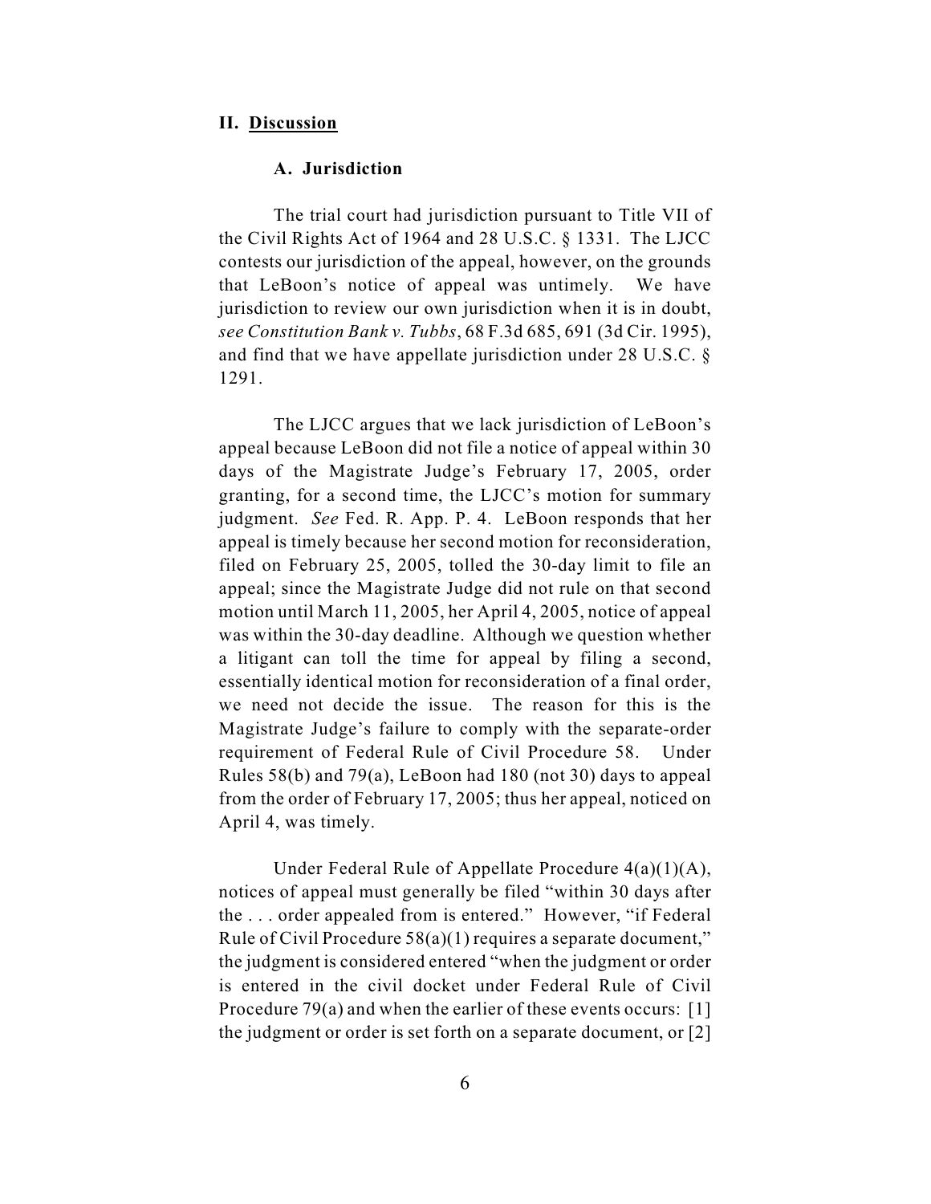## II. Discussion

### A. Jurisdiction

The trial court had jurisdiction pursuant to Title VII of the Civil Rights Act of 1964 and 28 U.S.C. § 1331. The LJCC contests our jurisdiction of the appeal, however, on the grounds that LeBoon's notice of appeal was untimely. We have jurisdiction to review our own jurisdiction when it is in doubt, *see Constitution Bank v. Tubbs*, 68 F.3d 685, 691 (3d Cir. 1995), and find that we have appellate jurisdiction under 28 U.S.C. § 1291.

The LJCC argues that we lack jurisdiction of LeBoon's appeal because LeBoon did not file a notice of appeal within 30 days of the Magistrate Judge's February 17, 2005, order granting, for a second time, the LJCC's motion for summary judgment. *See* Fed. R. App. P. 4. LeBoon responds that her appeal is timely because her second motion for reconsideration, filed on February 25, 2005, tolled the 30-day limit to file an appeal; since the Magistrate Judge did not rule on that second motion until March 11, 2005, her April 4, 2005, notice of appeal was within the 30-day deadline. Although we question whether a litigant can toll the time for appeal by filing a second, essentially identical motion for reconsideration of a final order, we need not decide the issue. The reason for this is the Magistrate Judge's failure to comply with the separate-order requirement of Federal Rule of Civil Procedure 58. Under Rules 58(b) and 79(a), LeBoon had 180 (not 30) days to appeal from the order of February 17, 2005; thus her appeal, noticed on April 4, was timely.

Under Federal Rule of Appellate Procedure 4(a)(1)(A), notices of appeal must generally be filed "within 30 days after the . . . order appealed from is entered." However, "if Federal Rule of Civil Procedure 58(a)(1) requires a separate document," the judgment is considered entered "when the judgment or order is entered in the civil docket under Federal Rule of Civil Procedure 79(a) and when the earlier of these events occurs: [1] the judgment or order is set forth on a separate document, or [2]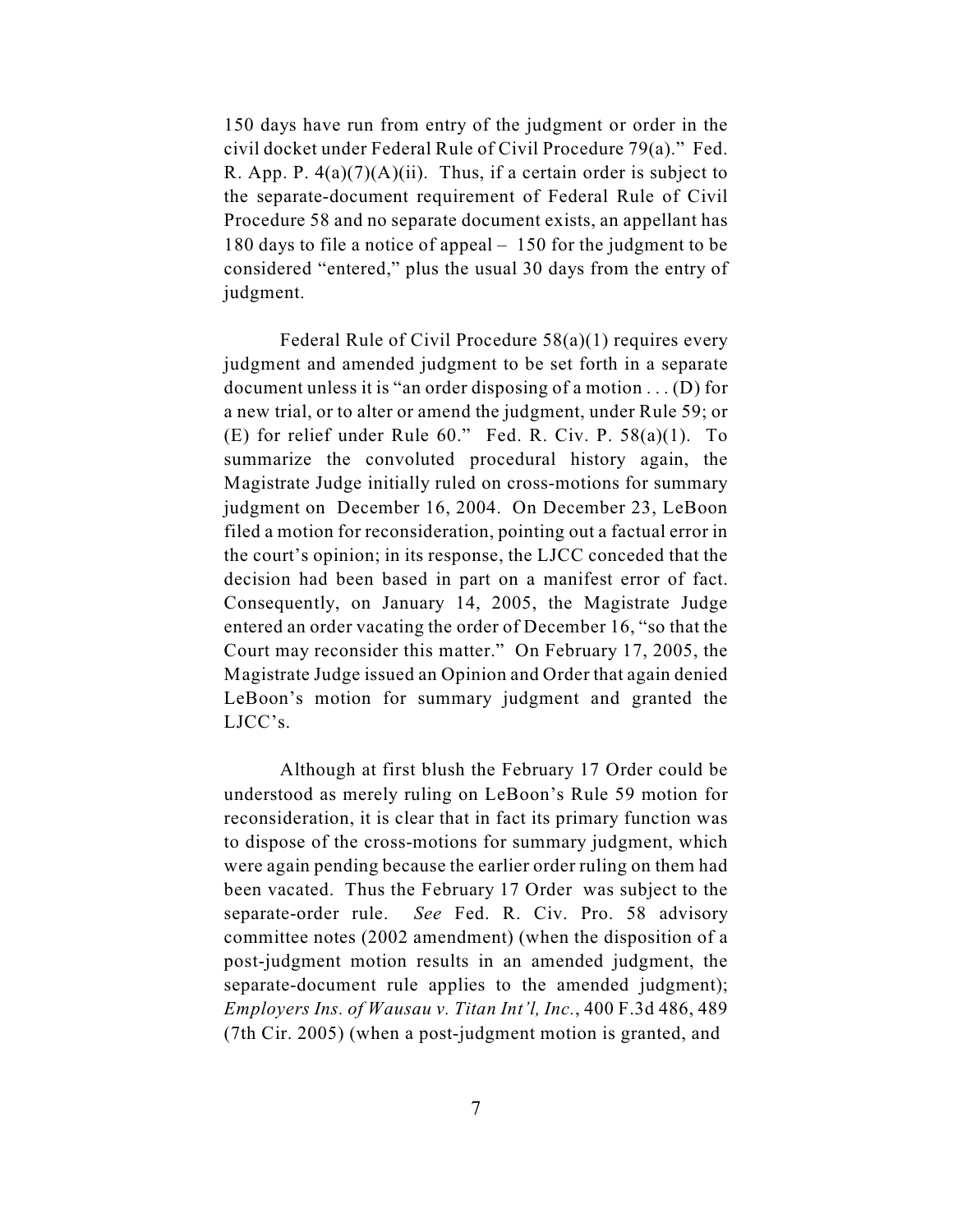150 days have run from entry of the judgment or order in the civil docket under Federal Rule of Civil Procedure 79(a)." Fed. R. App. P. 4(a)(7)(A)(ii). Thus, if a certain order is subject to the separate-document requirement of Federal Rule of Civil Procedure 58 and no separate document exists, an appellant has 180 days to file a notice of appeal – 150 for the judgment to be considered "entered," plus the usual 30 days from the entry of judgment.

Federal Rule of Civil Procedure 58(a)(1) requires every judgment and amended judgment to be set forth in a separate document unless it is "an order disposing of a motion . . . (D) for a new trial, or to alter or amend the judgment, under Rule 59; or (E) for relief under Rule 60." Fed. R. Civ. P. 58(a)(1). To summarize the convoluted procedural history again, the Magistrate Judge initially ruled on cross-motions for summary judgment on December 16, 2004. On December 23, LeBoon filed a motion for reconsideration, pointing out a factual error in the court's opinion; in its response, the LJCC conceded that the decision had been based in part on a manifest error of fact. Consequently, on January 14, 2005, the Magistrate Judge entered an order vacating the order of December 16, "so that the Court may reconsider this matter." On February 17, 2005, the Magistrate Judge issued an Opinion and Order that again denied LeBoon's motion for summary judgment and granted the LJCC's.

Although at first blush the February 17 Order could be understood as merely ruling on LeBoon's Rule 59 motion for reconsideration, it is clear that in fact its primary function was to dispose of the cross-motions for summary judgment, which were again pending because the earlier order ruling on them had been vacated. Thus the February 17 Order was subject to the separate-order rule. *See* Fed. R. Civ. Pro. 58 advisory committee notes (2002 amendment) (when the disposition of a post-judgment motion results in an amended judgment, the separate-document rule applies to the amended judgment); *Employers Ins. of Wausau v. Titan Int'l, Inc.*, 400 F.3d 486, 489 (7th Cir. 2005) (when a post-judgment motion is granted, and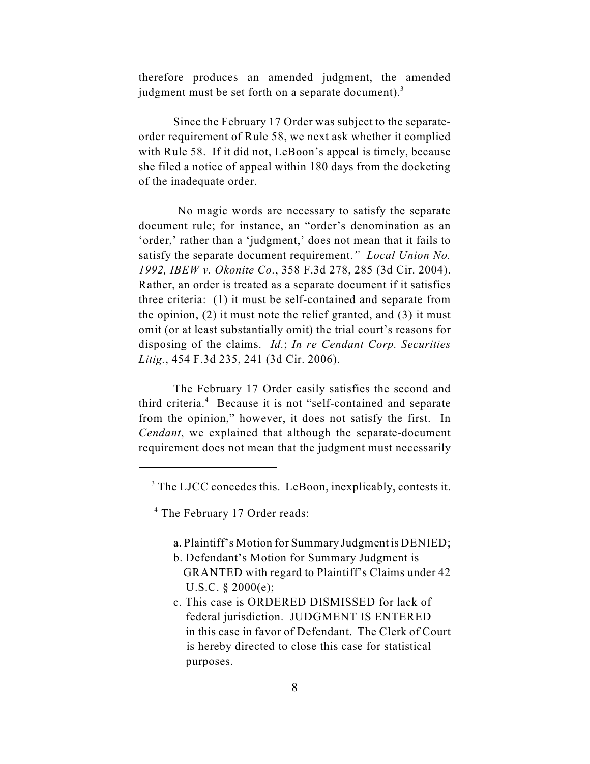therefore produces an amended judgment, the amended judgment must be set forth on a separate document).[3]

Since the February 17 Order was subject to the separate-order requirement of Rule 58, we next ask whether it complied with Rule 58. If it did not, LeBoon's appeal is timely, because she filed a notice of appeal within 180 days from the docketing of the inadequate order.

No magic words are necessary to satisfy the separate document rule; for instance, an "order's denomination as an 'order,' rather than a 'judgment,' does not mean that it fails to satisfy the separate document requirement." *Local Union No. 1992, IBEW v. Okonite Co.*, 358 F.3d 278, 285 (3d Cir. 2004). Rather, an order is treated as a separate document if it satisfies three criteria: (1) it must be self-contained and separate from the opinion, (2) it must note the relief granted, and (3) it must omit (or at least substantially omit) the trial court's reasons for disposing of the claims. *Id.*; *In re Cendant Corp. Securities Litig.*, 454 F.3d 235, 241 (3d Cir. 2006).

The February 17 Order easily satisfies the second and third criteria.[4] Because it is not "self-contained and separate from the opinion," however, it does not satisfy the first. In *Cendant*, we explained that although the separate-document requirement does not mean that the judgment must necessarily

---

[3] The LJCC concedes this. LeBoon, inexplicably, contests it.

[4] The February 17 Order reads:

> a. Plaintiff's Motion for Summary Judgment is DENIED;
> b. Defendant's Motion for Summary Judgment is GRANTED with regard to Plaintiff's Claims under 42 U.S.C. § 2000(e);
> c. This case is ORDERED DISMISSED for lack of federal jurisdiction. JUDGMENT IS ENTERED in this case in favor of Defendant. The Clerk of Court is hereby directed to close this case for statistical purposes.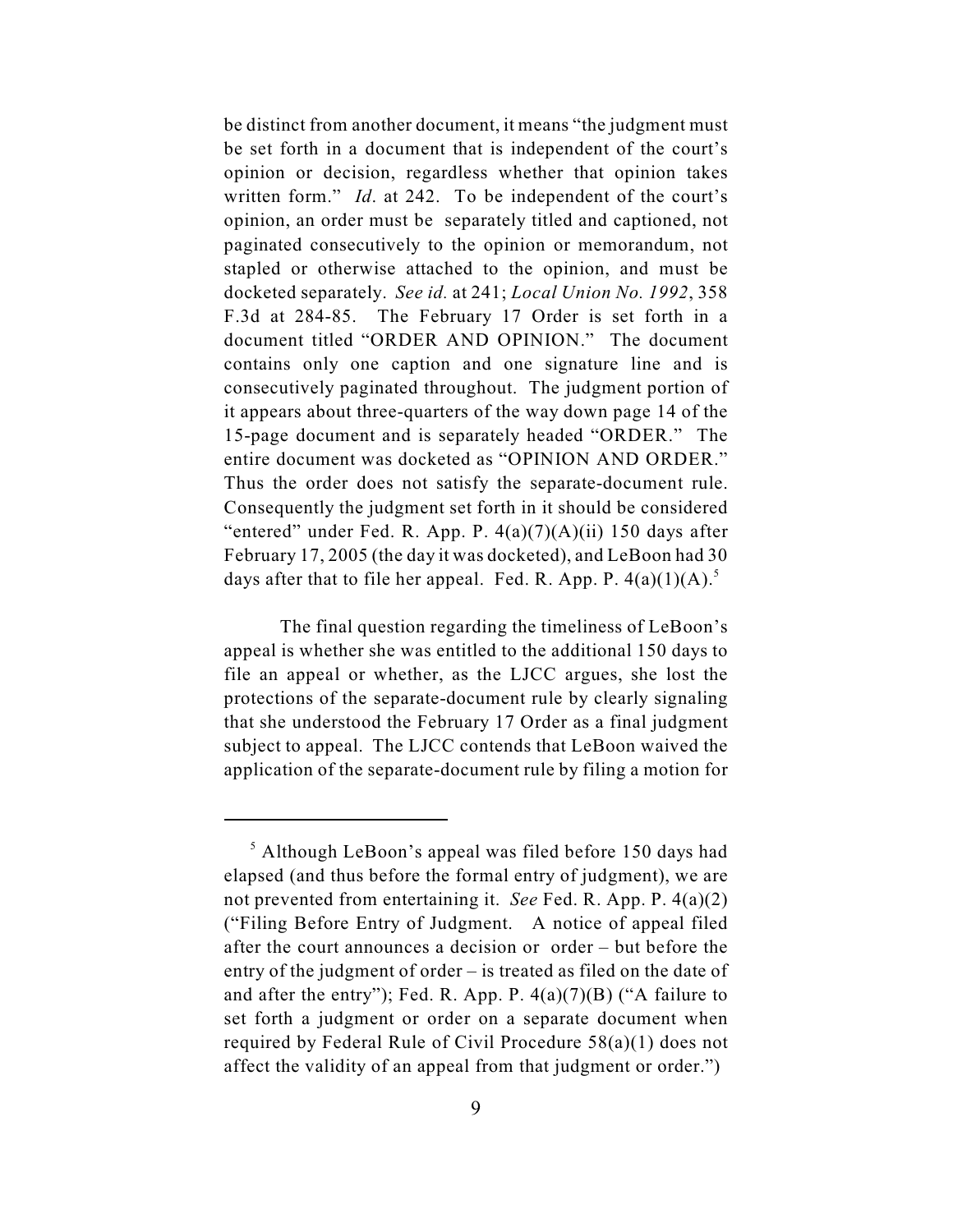be distinct from another document, it means "the judgment must be set forth in a document that is independent of the court's opinion or decision, regardless whether that opinion takes written form." *Id*. at 242. To be independent of the court's opinion, an order must be separately titled and captioned, not paginated consecutively to the opinion or memorandum, not stapled or otherwise attached to the opinion, and must be docketed separately. *See id.* at 241; *Local Union No. 1992*, 358 F.3d at 284-85. The February 17 Order is set forth in a document titled "ORDER AND OPINION." The document contains only one caption and one signature line and is consecutively paginated throughout. The judgment portion of it appears about three-quarters of the way down page 14 of the 15-page document and is separately headed "ORDER." The entire document was docketed as "OPINION AND ORDER." Thus the order does not satisfy the separate-document rule. Consequently the judgment set forth in it should be considered "entered" under Fed. R. App. P. 4(a)(7)(A)(ii) 150 days after February 17, 2005 (the day it was docketed), and LeBoon had 30 days after that to file her appeal. Fed. R. App. P. 4(a)(1)(A).[5]

The final question regarding the timeliness of LeBoon's appeal is whether she was entitled to the additional 150 days to file an appeal or whether, as the LJCC argues, she lost the protections of the separate-document rule by clearly signaling that she understood the February 17 Order as a final judgment subject to appeal. The LJCC contends that LeBoon waived the application of the separate-document rule by filing a motion for

---

[5] Although LeBoon's appeal was filed before 150 days had elapsed (and thus before the formal entry of judgment), we are not prevented from entertaining it. *See* Fed. R. App. P. 4(a)(2) ("Filing Before Entry of Judgment. A notice of appeal filed after the court announces a decision or order – but before the entry of the judgment of order – is treated as filed on the date of and after the entry"); Fed. R. App. P. 4(a)(7)(B) ("A failure to set forth a judgment or order on a separate document when required by Federal Rule of Civil Procedure 58(a)(1) does not affect the validity of an appeal from that judgment or order.")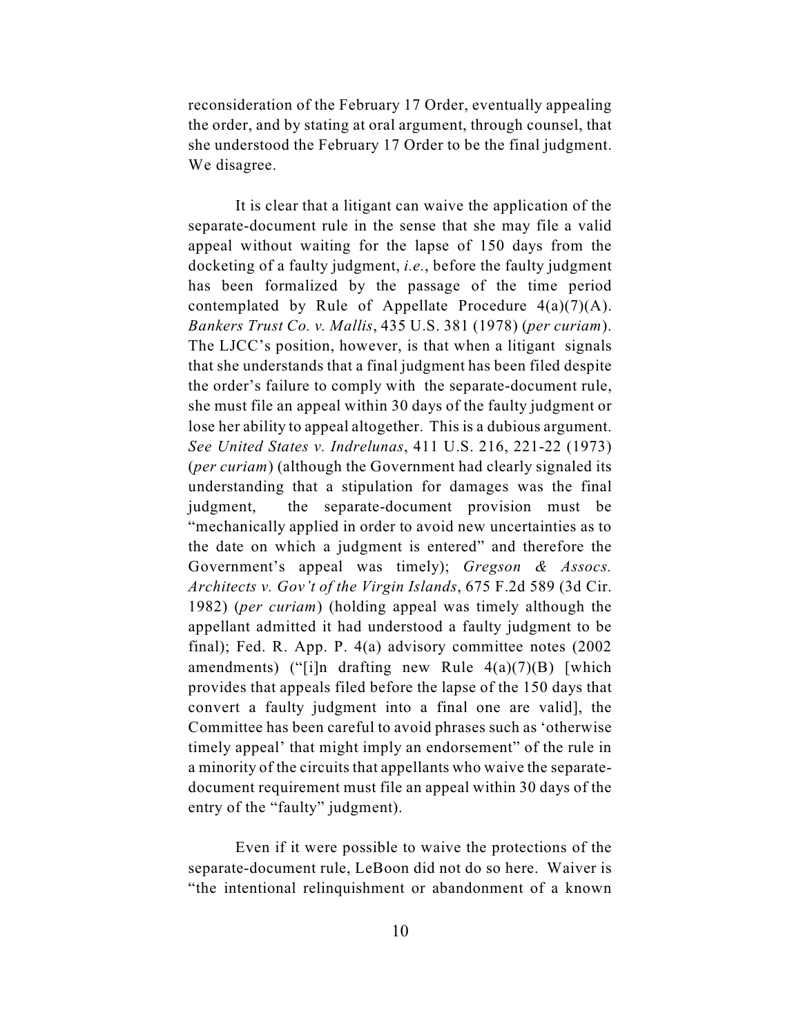reconsideration of the February 17 Order, eventually appealing the order, and by stating at oral argument, through counsel, that she understood the February 17 Order to be the final judgment. We disagree.

It is clear that a litigant can waive the application of the separate-document rule in the sense that she may file a valid appeal without waiting for the lapse of 150 days from the docketing of a faulty judgment, *i.e.*, before the faulty judgment has been formalized by the passage of the time period contemplated by Rule of Appellate Procedure 4(a)(7)(A). *Bankers Trust Co. v. Mallis*, 435 U.S. 381 (1978) (*per curiam*). The LJCC's position, however, is that when a litigant signals that she understands that a final judgment has been filed despite the order's failure to comply with the separate-document rule, she must file an appeal within 30 days of the faulty judgment or lose her ability to appeal altogether. This is a dubious argument. *See United States v. Indrelunas*, 411 U.S. 216, 221-22 (1973) (*per curiam*) (although the Government had clearly signaled its understanding that a stipulation for damages was the final judgment, the separate-document provision must be "mechanically applied in order to avoid new uncertainties as to the date on which a judgment is entered" and therefore the Government's appeal was timely); *Gregson & Assocs. Architects v. Gov't of the Virgin Islands*, 675 F.2d 589 (3d Cir. 1982) (*per curiam*) (holding appeal was timely although the appellant admitted it had understood a faulty judgment to be final); Fed. R. App. P. 4(a) advisory committee notes (2002 amendments) ("[i]n drafting new Rule 4(a)(7)(B) [which provides that appeals filed before the lapse of the 150 days that convert a faulty judgment into a final one are valid], the Committee has been careful to avoid phrases such as 'otherwise timely appeal' that might imply an endorsement" of the rule in a minority of the circuits that appellants who waive the separate-document requirement must file an appeal within 30 days of the entry of the "faulty" judgment).

Even if it were possible to waive the protections of the separate-document rule, LeBoon did not do so here. Waiver is "the intentional relinquishment or abandonment of a known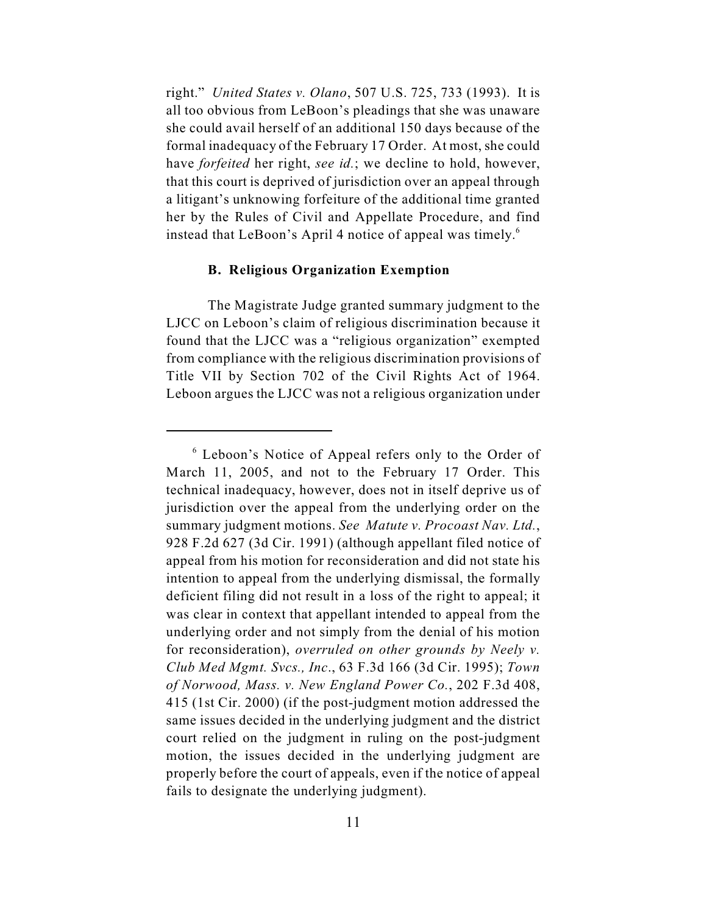right." *United States v. Olano*, 507 U.S. 725, 733 (1993). It is all too obvious from LeBoon's pleadings that she was unaware she could avail herself of an additional 150 days because of the formal inadequacy of the February 17 Order. At most, she could have *forfeited* her right, *see id.*; we decline to hold, however, that this court is deprived of jurisdiction over an appeal through a litigant's unknowing forfeiture of the additional time granted her by the Rules of Civil and Appellate Procedure, and find instead that LeBoon's April 4 notice of appeal was timely.[6]

### B. Religious Organization Exemption

The Magistrate Judge granted summary judgment to the LJCC on Leboon's claim of religious discrimination because it found that the LJCC was a "religious organization" exempted from compliance with the religious discrimination provisions of Title VII by Section 702 of the Civil Rights Act of 1964. Leboon argues the LJCC was not a religious organization under

---

[6] Leboon's Notice of Appeal refers only to the Order of March 11, 2005, and not to the February 17 Order. This technical inadequacy, however, does not in itself deprive us of jurisdiction over the appeal from the underlying order on the summary judgment motions. *See Matute v. Procoast Nav. Ltd.*, 928 F.2d 627 (3d Cir. 1991) (although appellant filed notice of appeal from his motion for reconsideration and did not state his intention to appeal from the underlying dismissal, the formally deficient filing did not result in a loss of the right to appeal; it was clear in context that appellant intended to appeal from the underlying order and not simply from the denial of his motion for reconsideration), *overruled on other grounds by Neely v. Club Med Mgmt. Svcs., Inc.*, 63 F.3d 166 (3d Cir. 1995); *Town of Norwood, Mass. v. New England Power Co.*, 202 F.3d 408, 415 (1st Cir. 2000) (if the post-judgment motion addressed the same issues decided in the underlying judgment and the district court relied on the judgment in ruling on the post-judgment motion, the issues decided in the underlying judgment are properly before the court of appeals, even if the notice of appeal fails to designate the underlying judgment).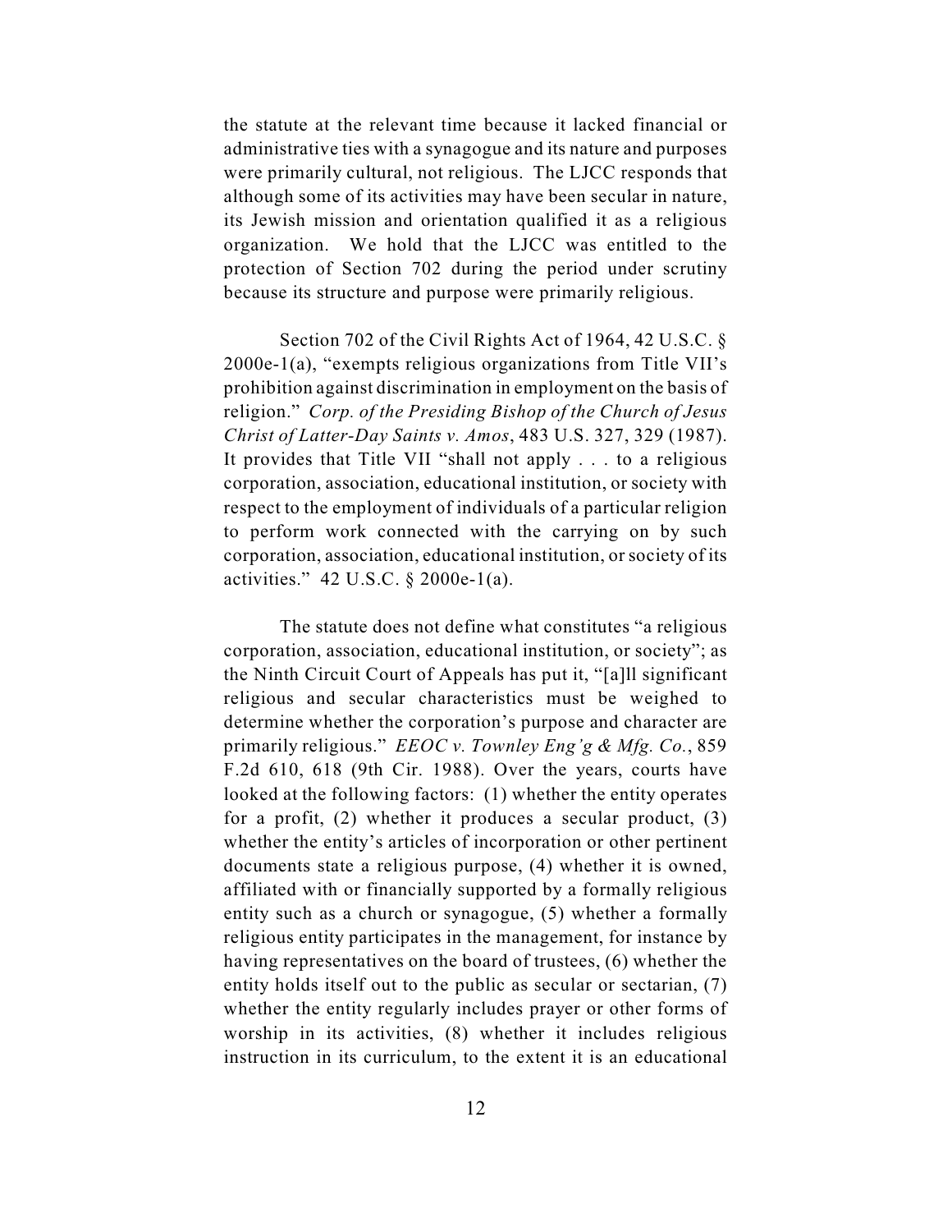the statute at the relevant time because it lacked financial or administrative ties with a synagogue and its nature and purposes were primarily cultural, not religious. The LJCC responds that although some of its activities may have been secular in nature, its Jewish mission and orientation qualified it as a religious organization. We hold that the LJCC was entitled to the protection of Section 702 during the period under scrutiny because its structure and purpose were primarily religious.

Section 702 of the Civil Rights Act of 1964, 42 U.S.C. § 2000e-1(a), "exempts religious organizations from Title VII's prohibition against discrimination in employment on the basis of religion." *Corp. of the Presiding Bishop of the Church of Jesus Christ of Latter-Day Saints v. Amos*, 483 U.S. 327, 329 (1987). It provides that Title VII "shall not apply . . . to a religious corporation, association, educational institution, or society with respect to the employment of individuals of a particular religion to perform work connected with the carrying on by such corporation, association, educational institution, or society of its activities." 42 U.S.C. § 2000e-1(a).

The statute does not define what constitutes "a religious corporation, association, educational institution, or society"; as the Ninth Circuit Court of Appeals has put it, "[a]ll significant religious and secular characteristics must be weighed to determine whether the corporation's purpose and character are primarily religious." *EEOC v. Townley Eng'g & Mfg. Co.*, 859 F.2d 610, 618 (9th Cir. 1988). Over the years, courts have looked at the following factors: (1) whether the entity operates for a profit, (2) whether it produces a secular product, (3) whether the entity's articles of incorporation or other pertinent documents state a religious purpose, (4) whether it is owned, affiliated with or financially supported by a formally religious entity such as a church or synagogue, (5) whether a formally religious entity participates in the management, for instance by having representatives on the board of trustees, (6) whether the entity holds itself out to the public as secular or sectarian, (7) whether the entity regularly includes prayer or other forms of worship in its activities, (8) whether it includes religious instruction in its curriculum, to the extent it is an educational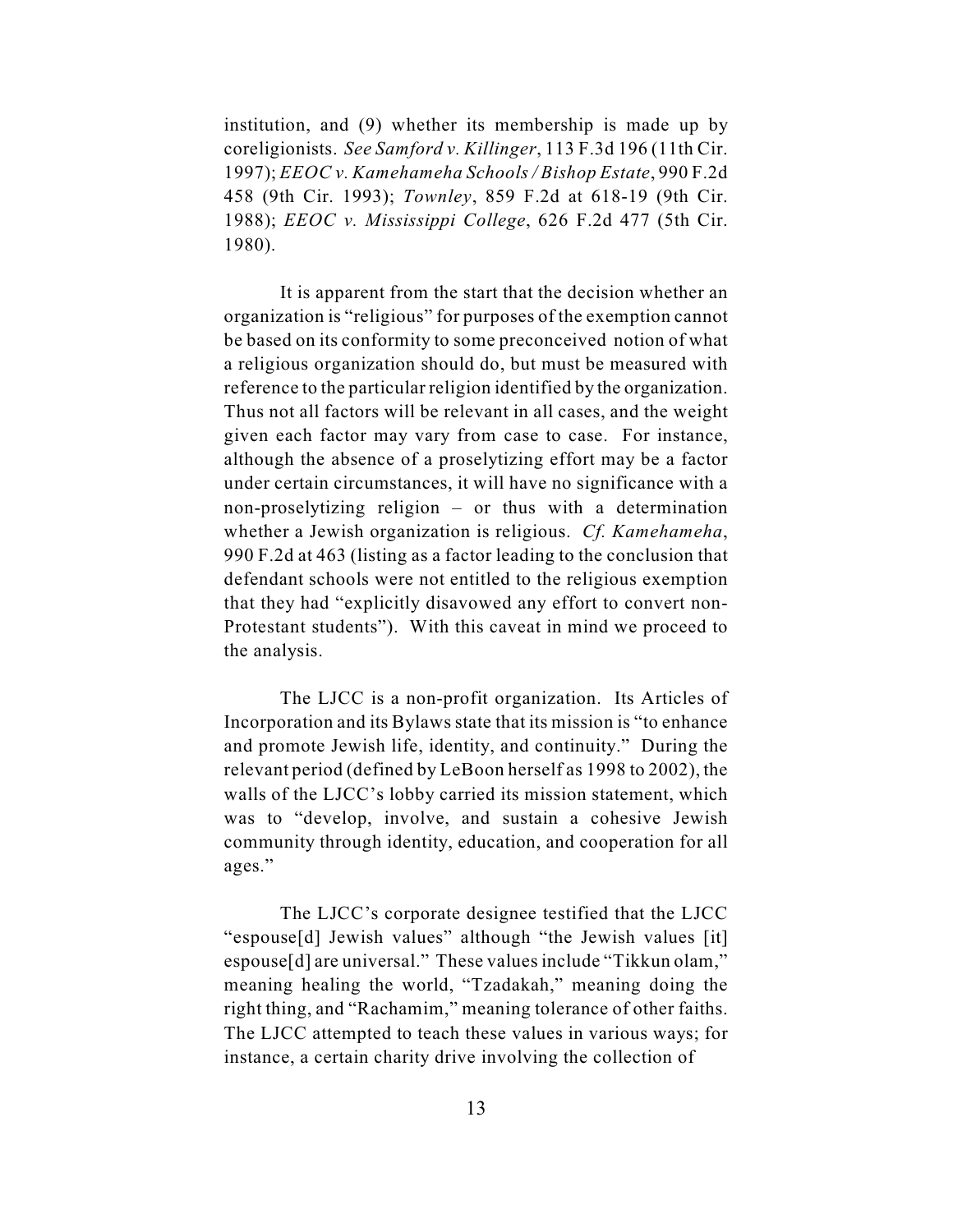institution, and (9) whether its membership is made up by coreligionists. *See Samford v. Killinger*, 113 F.3d 196 (11th Cir. 1997); *EEOC v. Kamehameha Schools / Bishop Estate*, 990 F.2d 458 (9th Cir. 1993); *Townley*, 859 F.2d at 618-19 (9th Cir. 1988); *EEOC v. Mississippi College*, 626 F.2d 477 (5th Cir. 1980).

It is apparent from the start that the decision whether an organization is "religious" for purposes of the exemption cannot be based on its conformity to some preconceived notion of what a religious organization should do, but must be measured with reference to the particular religion identified by the organization. Thus not all factors will be relevant in all cases, and the weight given each factor may vary from case to case. For instance, although the absence of a proselytizing effort may be a factor under certain circumstances, it will have no significance with a non-proselytizing religion – or thus with a determination whether a Jewish organization is religious. *Cf. Kamehameha*, 990 F.2d at 463 (listing as a factor leading to the conclusion that defendant schools were not entitled to the religious exemption that they had "explicitly disavowed any effort to convert non-Protestant students"). With this caveat in mind we proceed to the analysis.

The LJCC is a non-profit organization. Its Articles of Incorporation and its Bylaws state that its mission is "to enhance and promote Jewish life, identity, and continuity." During the relevant period (defined by LeBoon herself as 1998 to 2002), the walls of the LJCC's lobby carried its mission statement, which was to "develop, involve, and sustain a cohesive Jewish community through identity, education, and cooperation for all ages."

The LJCC's corporate designee testified that the LJCC "espouse[d] Jewish values" although "the Jewish values [it] espouse[d] are universal." These values include "Tikkun olam," meaning healing the world, "Tzadakah," meaning doing the right thing, and "Rachamim," meaning tolerance of other faiths. The LJCC attempted to teach these values in various ways; for instance, a certain charity drive involving the collection of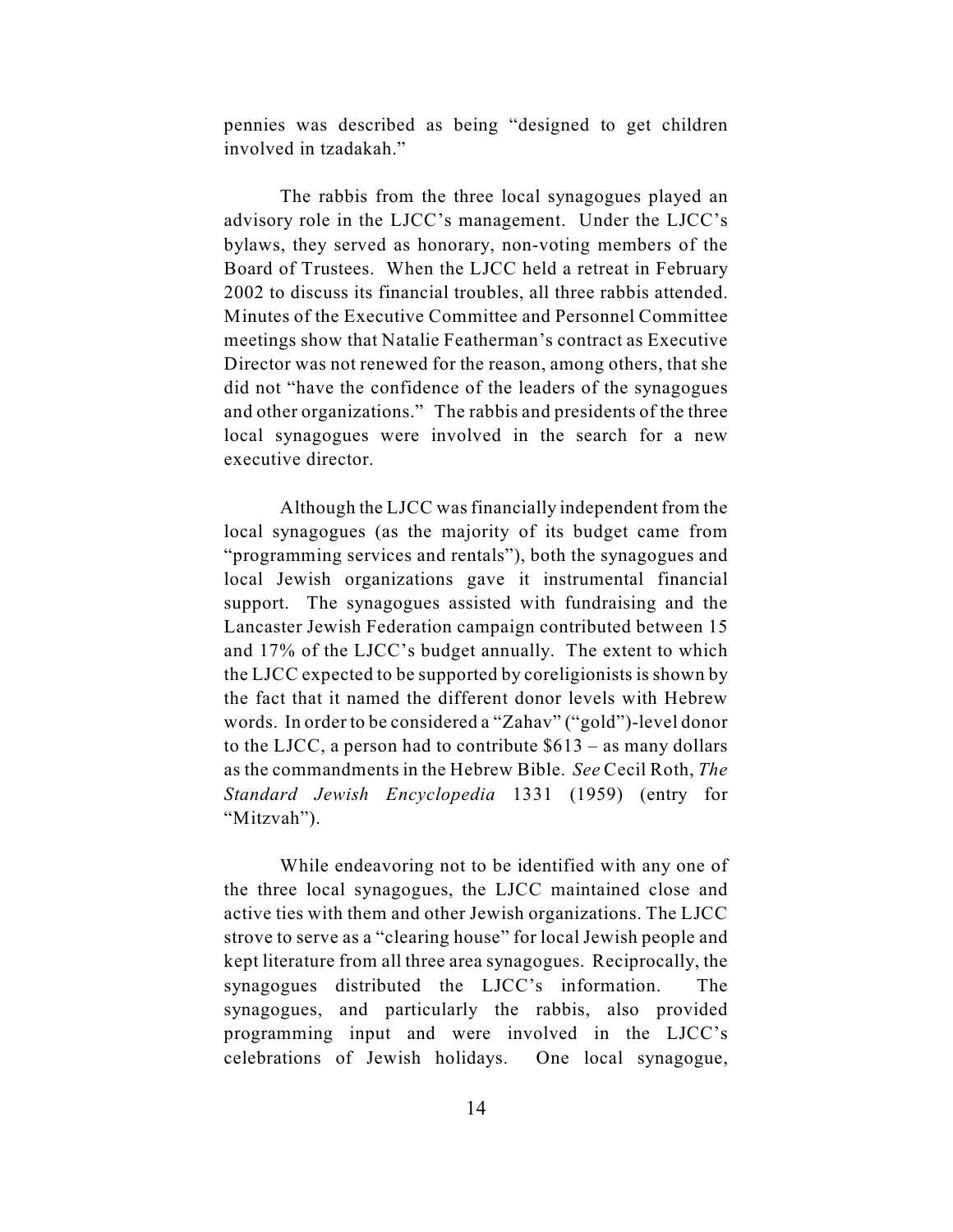pennies was described as being "designed to get children involved in tzadakah."

The rabbis from the three local synagogues played an advisory role in the LJCC's management. Under the LJCC's bylaws, they served as honorary, non-voting members of the Board of Trustees. When the LJCC held a retreat in February 2002 to discuss its financial troubles, all three rabbis attended. Minutes of the Executive Committee and Personnel Committee meetings show that Natalie Featherman's contract as Executive Director was not renewed for the reason, among others, that she did not "have the confidence of the leaders of the synagogues and other organizations." The rabbis and presidents of the three local synagogues were involved in the search for a new executive director.

Although the LJCC was financially independent from the local synagogues (as the majority of its budget came from "programming services and rentals"), both the synagogues and local Jewish organizations gave it instrumental financial support. The synagogues assisted with fundraising and the Lancaster Jewish Federation campaign contributed between 15 and 17% of the LJCC's budget annually. The extent to which the LJCC expected to be supported by coreligionists is shown by the fact that it named the different donor levels with Hebrew words. In order to be considered a "Zahav" ("gold")-level donor to the LJCC, a person had to contribute $613 – as many dollars as the commandments in the Hebrew Bible. *See* Cecil Roth, *The Standard Jewish Encyclopedia* 1331 (1959) (entry for "Mitzvah").

While endeavoring not to be identified with any one of the three local synagogues, the LJCC maintained close and active ties with them and other Jewish organizations. The LJCC strove to serve as a "clearing house" for local Jewish people and kept literature from all three area synagogues. Reciprocally, the synagogues distributed the LJCC's information. The synagogues, and particularly the rabbis, also provided programming input and were involved in the LJCC's celebrations of Jewish holidays. One local synagogue,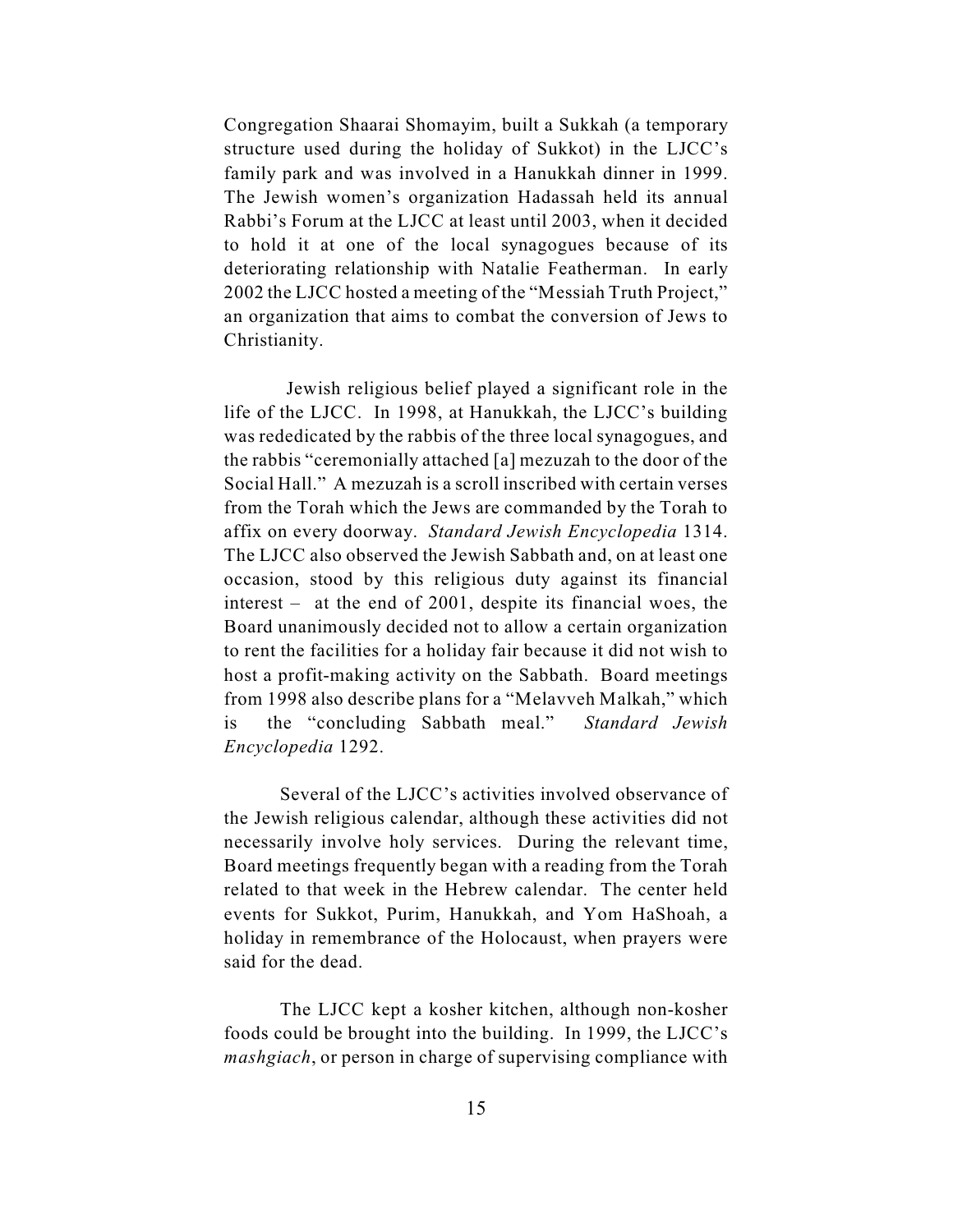Congregation Shaarai Shomayim, built a Sukkah (a temporary structure used during the holiday of Sukkot) in the LJCC's family park and was involved in a Hanukkah dinner in 1999. The Jewish women's organization Hadassah held its annual Rabbi's Forum at the LJCC at least until 2003, when it decided to hold it at one of the local synagogues because of its deteriorating relationship with Natalie Featherman. In early 2002 the LJCC hosted a meeting of the "Messiah Truth Project," an organization that aims to combat the conversion of Jews to Christianity.

Jewish religious belief played a significant role in the life of the LJCC. In 1998, at Hanukkah, the LJCC's building was rededicated by the rabbis of the three local synagogues, and the rabbis "ceremonially attached [a] mezuzah to the door of the Social Hall." A mezuzah is a scroll inscribed with certain verses from the Torah which the Jews are commanded by the Torah to affix on every doorway. *Standard Jewish Encyclopedia* 1314. The LJCC also observed the Jewish Sabbath and, on at least one occasion, stood by this religious duty against its financial interest – at the end of 2001, despite its financial woes, the Board unanimously decided not to allow a certain organization to rent the facilities for a holiday fair because it did not wish to host a profit-making activity on the Sabbath. Board meetings from 1998 also describe plans for a "Melavveh Malkah," which is the "concluding Sabbath meal." *Standard Jewish Encyclopedia* 1292.

Several of the LJCC's activities involved observance of the Jewish religious calendar, although these activities did not necessarily involve holy services. During the relevant time, Board meetings frequently began with a reading from the Torah related to that week in the Hebrew calendar. The center held events for Sukkot, Purim, Hanukkah, and Yom HaShoah, a holiday in remembrance of the Holocaust, when prayers were said for the dead.

The LJCC kept a kosher kitchen, although non-kosher foods could be brought into the building. In 1999, the LJCC's *mashgiach*, or person in charge of supervising compliance with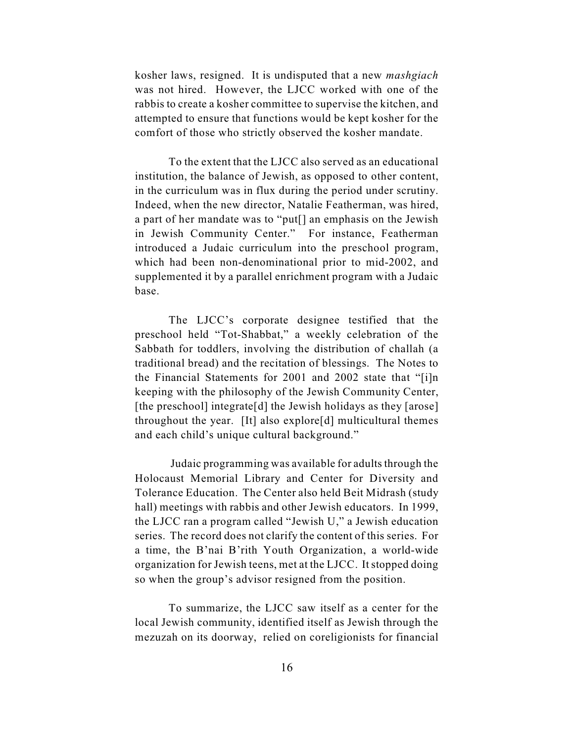kosher laws, resigned. It is undisputed that a new *mashgiach* was not hired. However, the LJCC worked with one of the rabbis to create a kosher committee to supervise the kitchen, and attempted to ensure that functions would be kept kosher for the comfort of those who strictly observed the kosher mandate.

To the extent that the LJCC also served as an educational institution, the balance of Jewish, as opposed to other content, in the curriculum was in flux during the period under scrutiny. Indeed, when the new director, Natalie Featherman, was hired, a part of her mandate was to "put[] an emphasis on the Jewish in Jewish Community Center." For instance, Featherman introduced a Judaic curriculum into the preschool program, which had been non-denominational prior to mid-2002, and supplemented it by a parallel enrichment program with a Judaic base.

The LJCC's corporate designee testified that the preschool held "Tot-Shabbat," a weekly celebration of the Sabbath for toddlers, involving the distribution of challah (a traditional bread) and the recitation of blessings. The Notes to the Financial Statements for 2001 and 2002 state that "[i]n keeping with the philosophy of the Jewish Community Center, [the preschool] integrate[d] the Jewish holidays as they [arose] throughout the year. [It] also explore[d] multicultural themes and each child's unique cultural background."

Judaic programming was available for adults through the Holocaust Memorial Library and Center for Diversity and Tolerance Education. The Center also held Beit Midrash (study hall) meetings with rabbis and other Jewish educators. In 1999, the LJCC ran a program called "Jewish U," a Jewish education series. The record does not clarify the content of this series. For a time, the B'nai B'rith Youth Organization, a world-wide organization for Jewish teens, met at the LJCC. It stopped doing so when the group's advisor resigned from the position.

To summarize, the LJCC saw itself as a center for the local Jewish community, identified itself as Jewish through the mezuzah on its doorway, relied on coreligionists for financial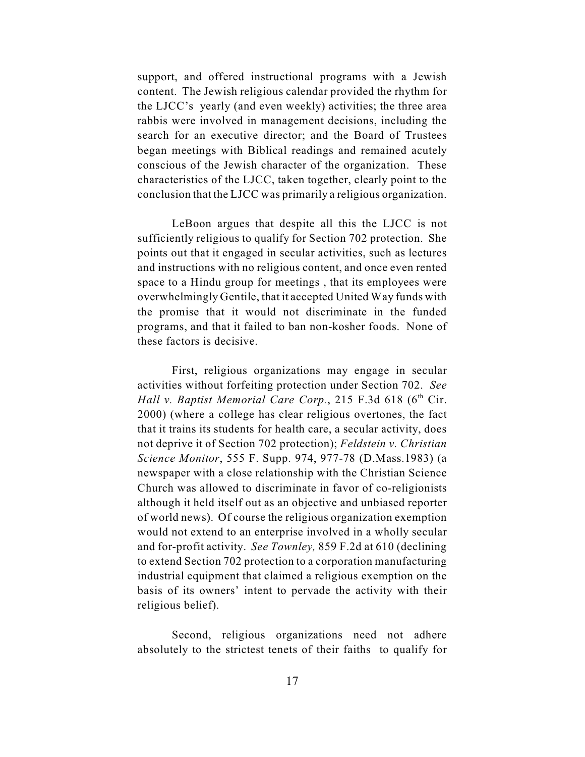support, and offered instructional programs with a Jewish content. The Jewish religious calendar provided the rhythm for the LJCC's yearly (and even weekly) activities; the three area rabbis were involved in management decisions, including the search for an executive director; and the Board of Trustees began meetings with Biblical readings and remained acutely conscious of the Jewish character of the organization. These characteristics of the LJCC, taken together, clearly point to the conclusion that the LJCC was primarily a religious organization.

LeBoon argues that despite all this the LJCC is not sufficiently religious to qualify for Section 702 protection. She points out that it engaged in secular activities, such as lectures and instructions with no religious content, and once even rented space to a Hindu group for meetings , that its employees were overwhelmingly Gentile, that it accepted United Way funds with the promise that it would not discriminate in the funded programs, and that it failed to ban non-kosher foods. None of these factors is decisive.

First, religious organizations may engage in secular activities without forfeiting protection under Section 702. *See Hall v. Baptist Memorial Care Corp.*, 215 F.3d 618 (6th Cir. 2000) (where a college has clear religious overtones, the fact that it trains its students for health care, a secular activity, does not deprive it of Section 702 protection); *Feldstein v. Christian Science Monitor*, 555 F. Supp. 974, 977-78 (D.Mass.1983) (a newspaper with a close relationship with the Christian Science Church was allowed to discriminate in favor of co-religionists although it held itself out as an objective and unbiased reporter of world news). Of course the religious organization exemption would not extend to an enterprise involved in a wholly secular and for-profit activity. *See Townley,* 859 F.2d at 610 (declining to extend Section 702 protection to a corporation manufacturing industrial equipment that claimed a religious exemption on the basis of its owners' intent to pervade the activity with their religious belief).

Second, religious organizations need not adhere absolutely to the strictest tenets of their faiths to qualify for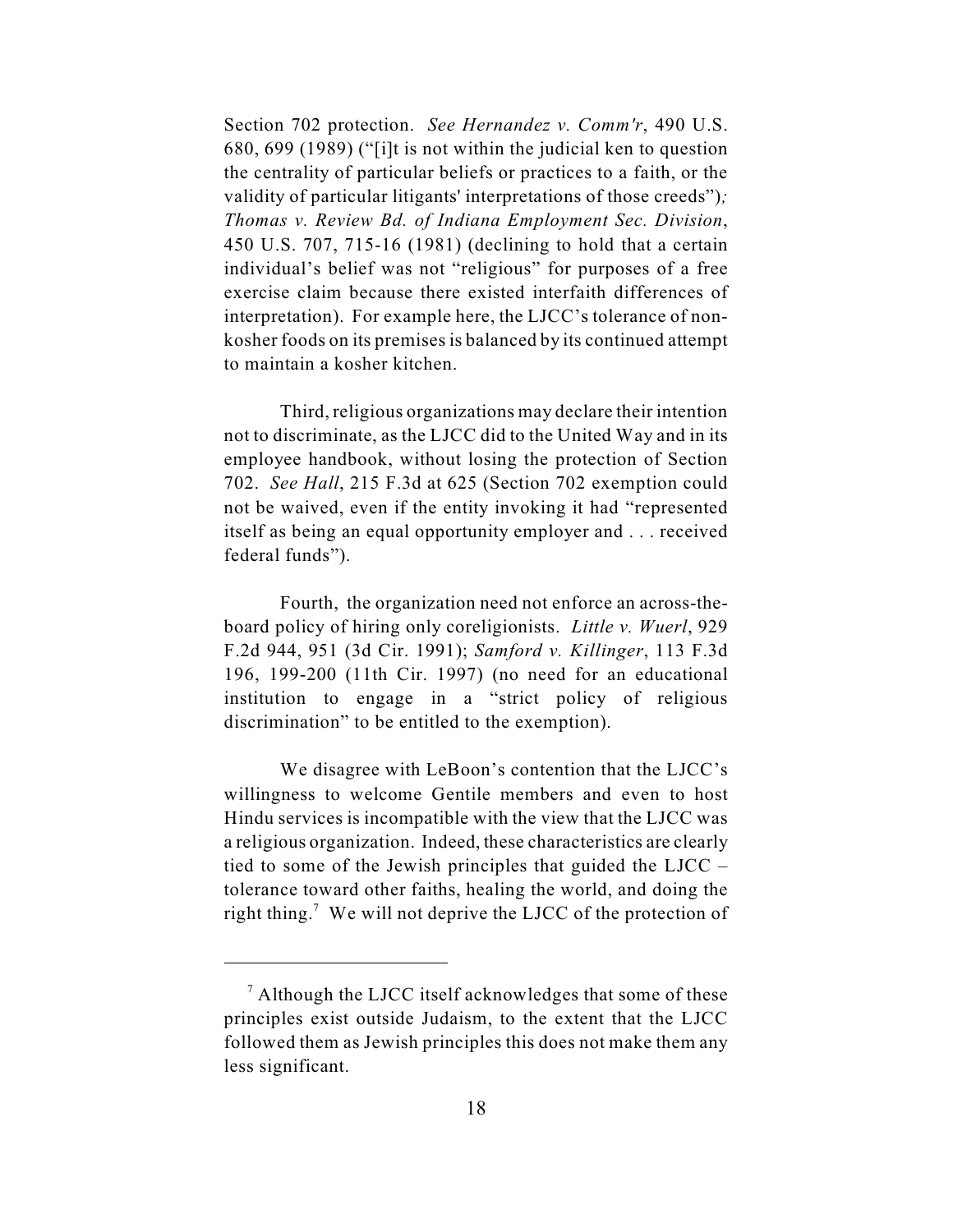Section 702 protection. *See Hernandez v. Comm'r*, 490 U.S. 680, 699 (1989) ("[i]t is not within the judicial ken to question the centrality of particular beliefs or practices to a faith, or the validity of particular litigants' interpretations of those creeds")*;* *Thomas v. Review Bd. of Indiana Employment Sec. Division*, 450 U.S. 707, 715-16 (1981) (declining to hold that a certain individual's belief was not "religious" for purposes of a free exercise claim because there existed interfaith differences of interpretation). For example here, the LJCC's tolerance of non-kosher foods on its premises is balanced by its continued attempt to maintain a kosher kitchen.

Third, religious organizations may declare their intention not to discriminate, as the LJCC did to the United Way and in its employee handbook, without losing the protection of Section 702. *See Hall*, 215 F.3d at 625 (Section 702 exemption could not be waived, even if the entity invoking it had "represented itself as being an equal opportunity employer and . . . received federal funds").

Fourth, the organization need not enforce an across-the-board policy of hiring only coreligionists. *Little v. Wuerl*, 929 F.2d 944, 951 (3d Cir. 1991); *Samford v. Killinger*, 113 F.3d 196, 199-200 (11th Cir. 1997) (no need for an educational institution to engage in a "strict policy of religious discrimination" to be entitled to the exemption).

We disagree with LeBoon's contention that the LJCC's willingness to welcome Gentile members and even to host Hindu services is incompatible with the view that the LJCC was a religious organization. Indeed, these characteristics are clearly tied to some of the Jewish principles that guided the LJCC – tolerance toward other faiths, healing the world, and doing the right thing.[7] We will not deprive the LJCC of the protection of

[7] Although the LJCC itself acknowledges that some of these principles exist outside Judaism, to the extent that the LJCC followed them as Jewish principles this does not make them any less significant.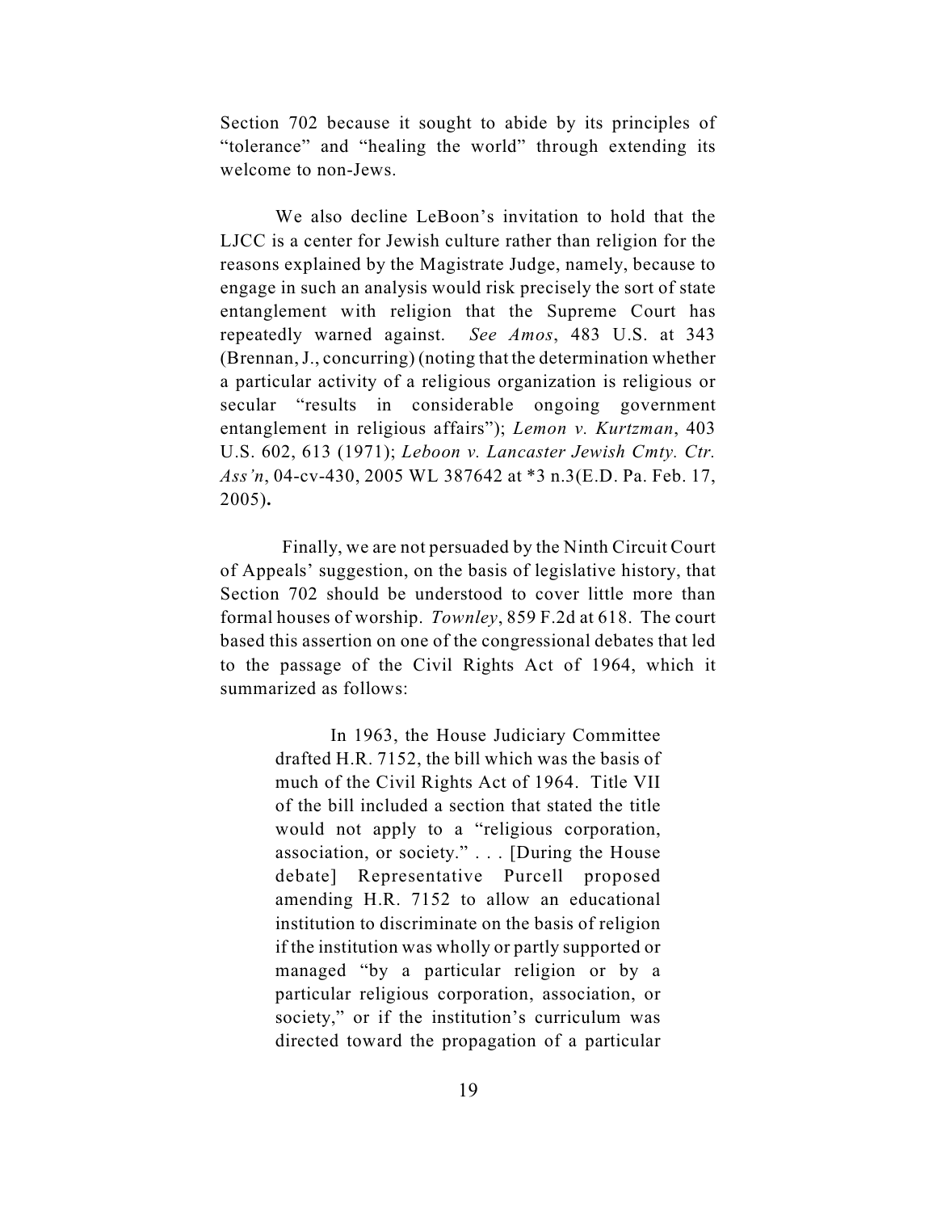Section 702 because it sought to abide by its principles of "tolerance" and "healing the world" through extending its welcome to non-Jews.

We also decline LeBoon's invitation to hold that the LJCC is a center for Jewish culture rather than religion for the reasons explained by the Magistrate Judge, namely, because to engage in such an analysis would risk precisely the sort of state entanglement with religion that the Supreme Court has repeatedly warned against. *See Amos*, 483 U.S. at 343 (Brennan, J., concurring) (noting that the determination whether a particular activity of a religious organization is religious or secular "results in considerable ongoing government entanglement in religious affairs"); *Lemon v. Kurtzman*, 403 U.S. 602, 613 (1971); *Leboon v. Lancaster Jewish Cmty. Ctr. Ass'n*, 04-cv-430, 2005 WL 387642 at *3 n.3(E.D. Pa. Feb. 17, 2005)**.**

Finally, we are not persuaded by the Ninth Circuit Court of Appeals' suggestion, on the basis of legislative history, that Section 702 should be understood to cover little more than formal houses of worship. *Townley*, 859 F.2d at 618. The court based this assertion on one of the congressional debates that led to the passage of the Civil Rights Act of 1964, which it summarized as follows:

> In 1963, the House Judiciary Committee drafted H.R. 7152, the bill which was the basis of much of the Civil Rights Act of 1964. Title VII of the bill included a section that stated the title would not apply to a "religious corporation, association, or society." . . . [During the House debate] Representative Purcell proposed amending H.R. 7152 to allow an educational institution to discriminate on the basis of religion if the institution was wholly or partly supported or managed "by a particular religion or by a particular religious corporation, association, or society," or if the institution's curriculum was directed toward the propagation of a particular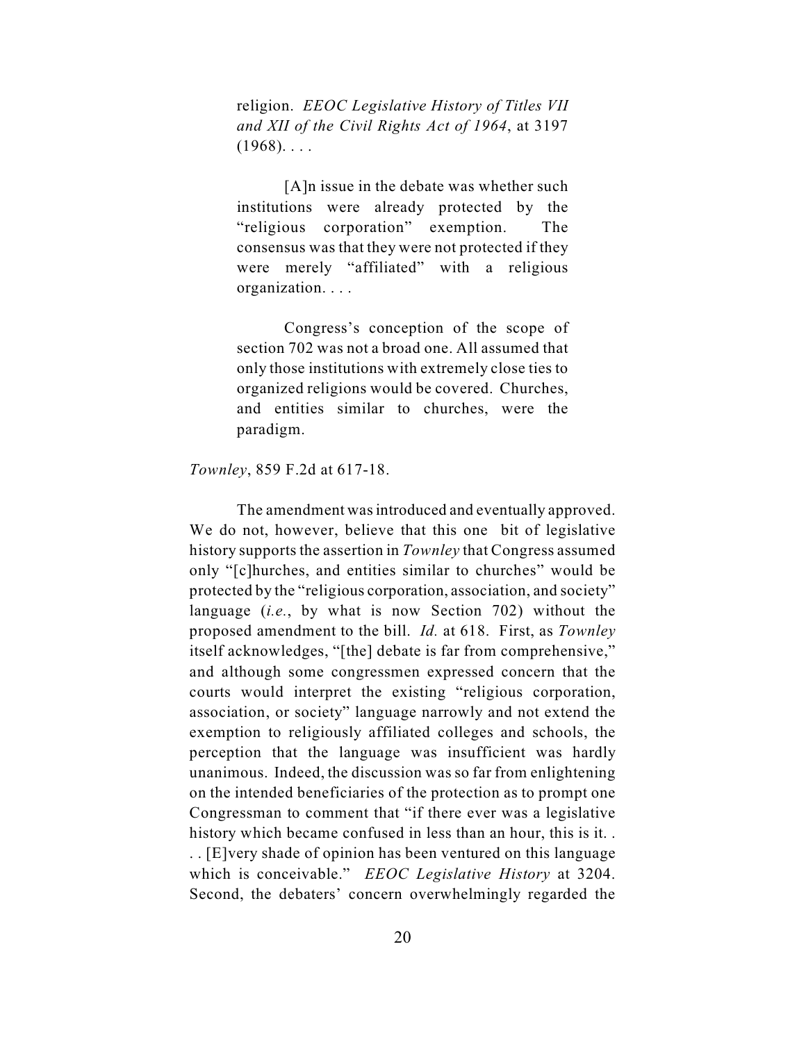> religion. *EEOC Legislative History of Titles VII and XII of the Civil Rights Act of 1964*, at 3197 (1968). . . .
>
> [A]n issue in the debate was whether such institutions were already protected by the "religious corporation" exemption. The consensus was that they were not protected if they were merely "affiliated" with a religious organization. . . .
>
> Congress's conception of the scope of section 702 was not a broad one. All assumed that only those institutions with extremely close ties to organized religions would be covered. Churches, and entities similar to churches, were the paradigm.

*Townley*, 859 F.2d at 617-18.

The amendment was introduced and eventually approved. We do not, however, believe that this one bit of legislative history supports the assertion in *Townley* that Congress assumed only "[c]hurches, and entities similar to churches" would be protected by the "religious corporation, association, and society" language (*i.e.*, by what is now Section 702) without the proposed amendment to the bill. *Id.* at 618. First, as *Townley* itself acknowledges, "[the] debate is far from comprehensive," and although some congressmen expressed concern that the courts would interpret the existing "religious corporation, association, or society" language narrowly and not extend the exemption to religiously affiliated colleges and schools, the perception that the language was insufficient was hardly unanimous. Indeed, the discussion was so far from enlightening on the intended beneficiaries of the protection as to prompt one Congressman to comment that "if there ever was a legislative history which became confused in less than an hour, this is it. . . . [E]very shade of opinion has been ventured on this language which is conceivable." *EEOC Legislative History* at 3204. Second, the debaters' concern overwhelmingly regarded the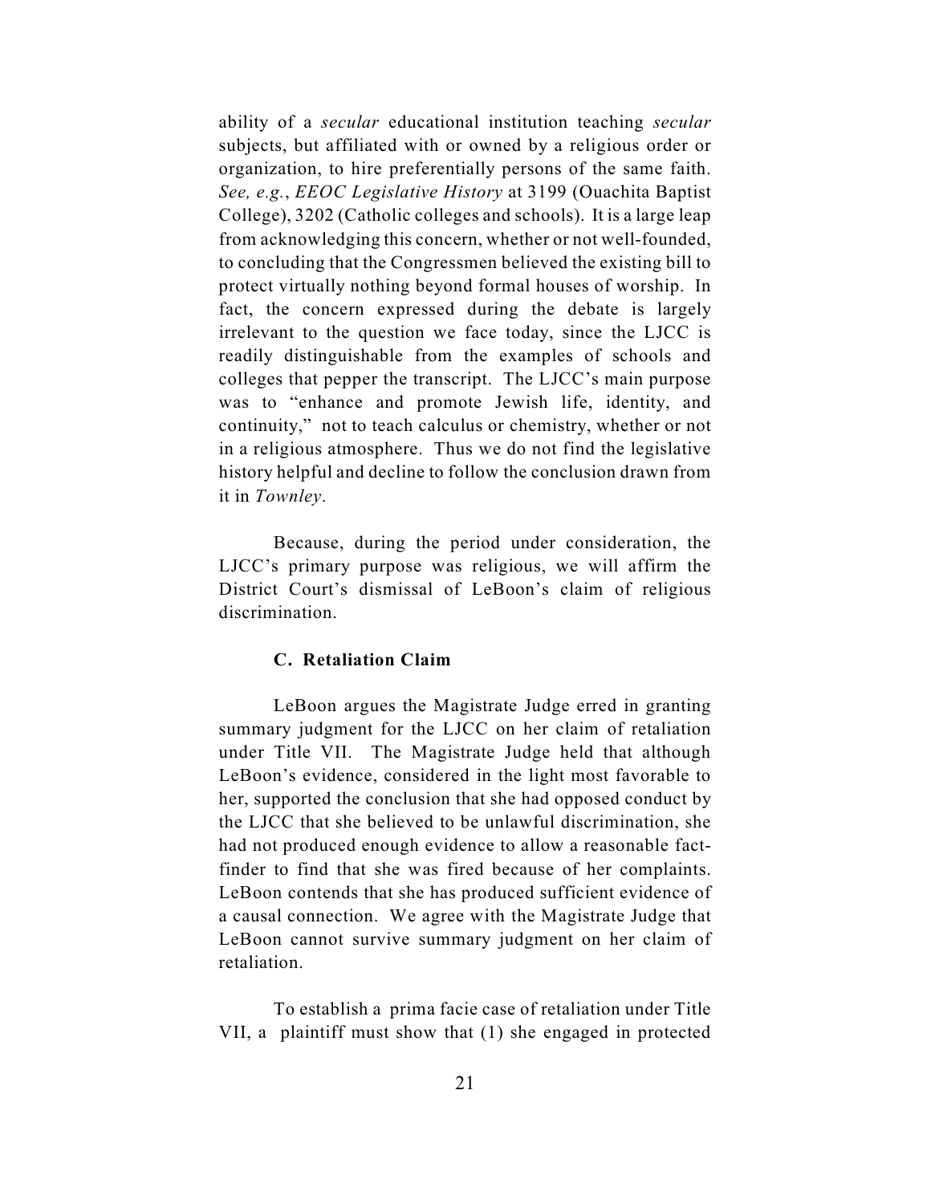ability of a *secular* educational institution teaching *secular* subjects, but affiliated with or owned by a religious order or organization, to hire preferentially persons of the same faith. *See, e.g.*, *EEOC Legislative History* at 3199 (Ouachita Baptist College), 3202 (Catholic colleges and schools). It is a large leap from acknowledging this concern, whether or not well-founded, to concluding that the Congressmen believed the existing bill to protect virtually nothing beyond formal houses of worship. In fact, the concern expressed during the debate is largely irrelevant to the question we face today, since the LJCC is readily distinguishable from the examples of schools and colleges that pepper the transcript. The LJCC's main purpose was to "enhance and promote Jewish life, identity, and continuity," not to teach calculus or chemistry, whether or not in a religious atmosphere. Thus we do not find the legislative history helpful and decline to follow the conclusion drawn from it in *Townley*.

Because, during the period under consideration, the LJCC's primary purpose was religious, we will affirm the District Court's dismissal of LeBoon's claim of religious discrimination.

### C. Retaliation Claim

LeBoon argues the Magistrate Judge erred in granting summary judgment for the LJCC on her claim of retaliation under Title VII. The Magistrate Judge held that although LeBoon's evidence, considered in the light most favorable to her, supported the conclusion that she had opposed conduct by the LJCC that she believed to be unlawful discrimination, she had not produced enough evidence to allow a reasonable fact-finder to find that she was fired because of her complaints. LeBoon contends that she has produced sufficient evidence of a causal connection. We agree with the Magistrate Judge that LeBoon cannot survive summary judgment on her claim of retaliation.

To establish a prima facie case of retaliation under Title VII, a plaintiff must show that (1) she engaged in protected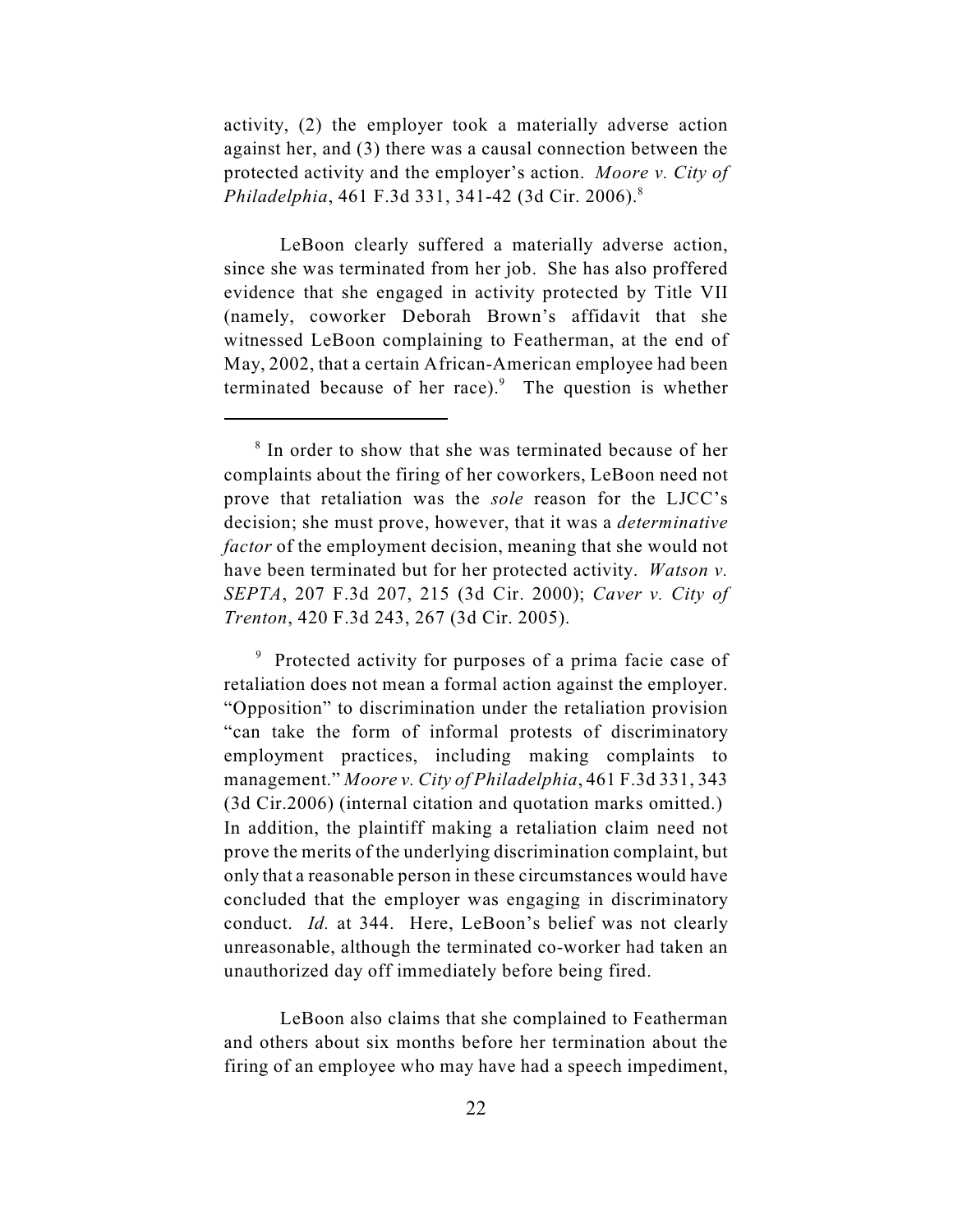activity, (2) the employer took a materially adverse action against her, and (3) there was a causal connection between the protected activity and the employer's action. *Moore v. City of Philadelphia*, 461 F.3d 331, 341-42 (3d Cir. 2006).[8]

LeBoon clearly suffered a materially adverse action, since she was terminated from her job. She has also proffered evidence that she engaged in activity protected by Title VII (namely, coworker Deborah Brown's affidavit that she witnessed LeBoon complaining to Featherman, at the end of May, 2002, that a certain African-American employee had been terminated because of her race).[9] The question is whether

---

[8] In order to show that she was terminated because of her complaints about the firing of her coworkers, LeBoon need not prove that retaliation was the *sole* reason for the LJCC's decision; she must prove, however, that it was a *determinative factor* of the employment decision, meaning that she would not have been terminated but for her protected activity. *Watson v. SEPTA*, 207 F.3d 207, 215 (3d Cir. 2000); *Caver v. City of Trenton*, 420 F.3d 243, 267 (3d Cir. 2005).

[9] Protected activity for purposes of a prima facie case of retaliation does not mean a formal action against the employer. "Opposition" to discrimination under the retaliation provision "can take the form of informal protests of discriminatory employment practices, including making complaints to management." *Moore v. City of Philadelphia*, 461 F.3d 331, 343 (3d Cir.2006) (internal citation and quotation marks omitted.) In addition, the plaintiff making a retaliation claim need not prove the merits of the underlying discrimination complaint, but only that a reasonable person in these circumstances would have concluded that the employer was engaging in discriminatory conduct. *Id.* at 344. Here, LeBoon's belief was not clearly unreasonable, although the terminated co-worker had taken an unauthorized day off immediately before being fired.

---

LeBoon also claims that she complained to Featherman and others about six months before her termination about the firing of an employee who may have had a speech impediment,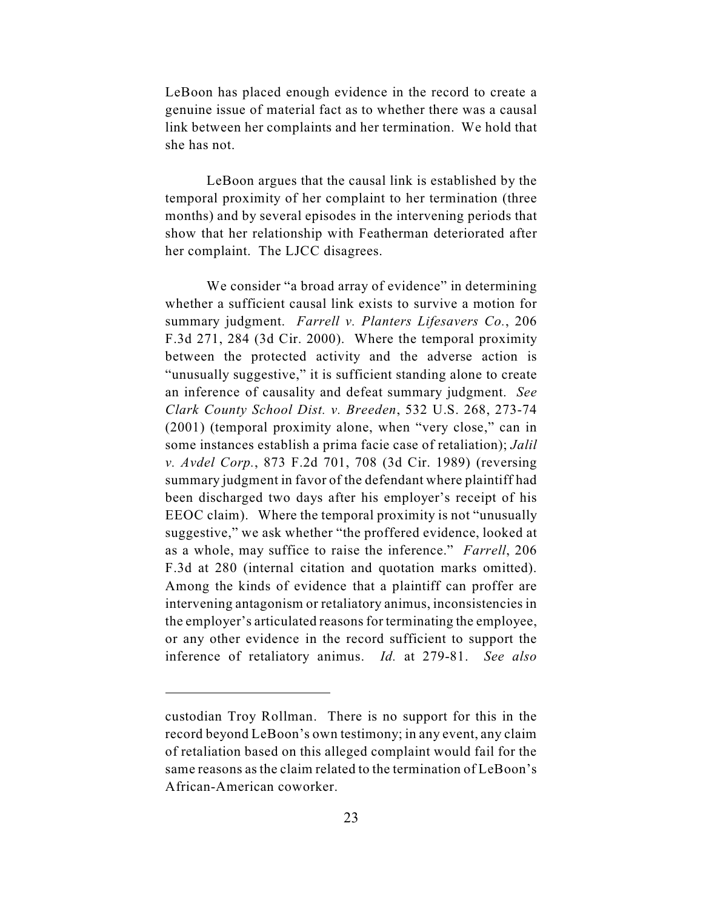LeBoon has placed enough evidence in the record to create a genuine issue of material fact as to whether there was a causal link between her complaints and her termination. We hold that she has not.

LeBoon argues that the causal link is established by the temporal proximity of her complaint to her termination (three months) and by several episodes in the intervening periods that show that her relationship with Featherman deteriorated after her complaint. The LJCC disagrees.

We consider "a broad array of evidence" in determining whether a sufficient causal link exists to survive a motion for summary judgment. *Farrell v. Planters Lifesavers Co.*, 206 F.3d 271, 284 (3d Cir. 2000). Where the temporal proximity between the protected activity and the adverse action is "unusually suggestive," it is sufficient standing alone to create an inference of causality and defeat summary judgment. *See Clark County School Dist. v. Breeden*, 532 U.S. 268, 273-74 (2001) (temporal proximity alone, when "very close," can in some instances establish a prima facie case of retaliation); *Jalil v. Avdel Corp.*, 873 F.2d 701, 708 (3d Cir. 1989) (reversing summary judgment in favor of the defendant where plaintiff had been discharged two days after his employer's receipt of his EEOC claim). Where the temporal proximity is not "unusually suggestive," we ask whether "the proffered evidence, looked at as a whole, may suffice to raise the inference." *Farrell*, 206 F.3d at 280 (internal citation and quotation marks omitted). Among the kinds of evidence that a plaintiff can proffer are intervening antagonism or retaliatory animus, inconsistencies in the employer's articulated reasons for terminating the employee, or any other evidence in the record sufficient to support the inference of retaliatory animus. *Id.* at 279-81. *See also*

---

custodian Troy Rollman. There is no support for this in the record beyond LeBoon's own testimony; in any event, any claim of retaliation based on this alleged complaint would fail for the same reasons as the claim related to the termination of LeBoon's African-American coworker.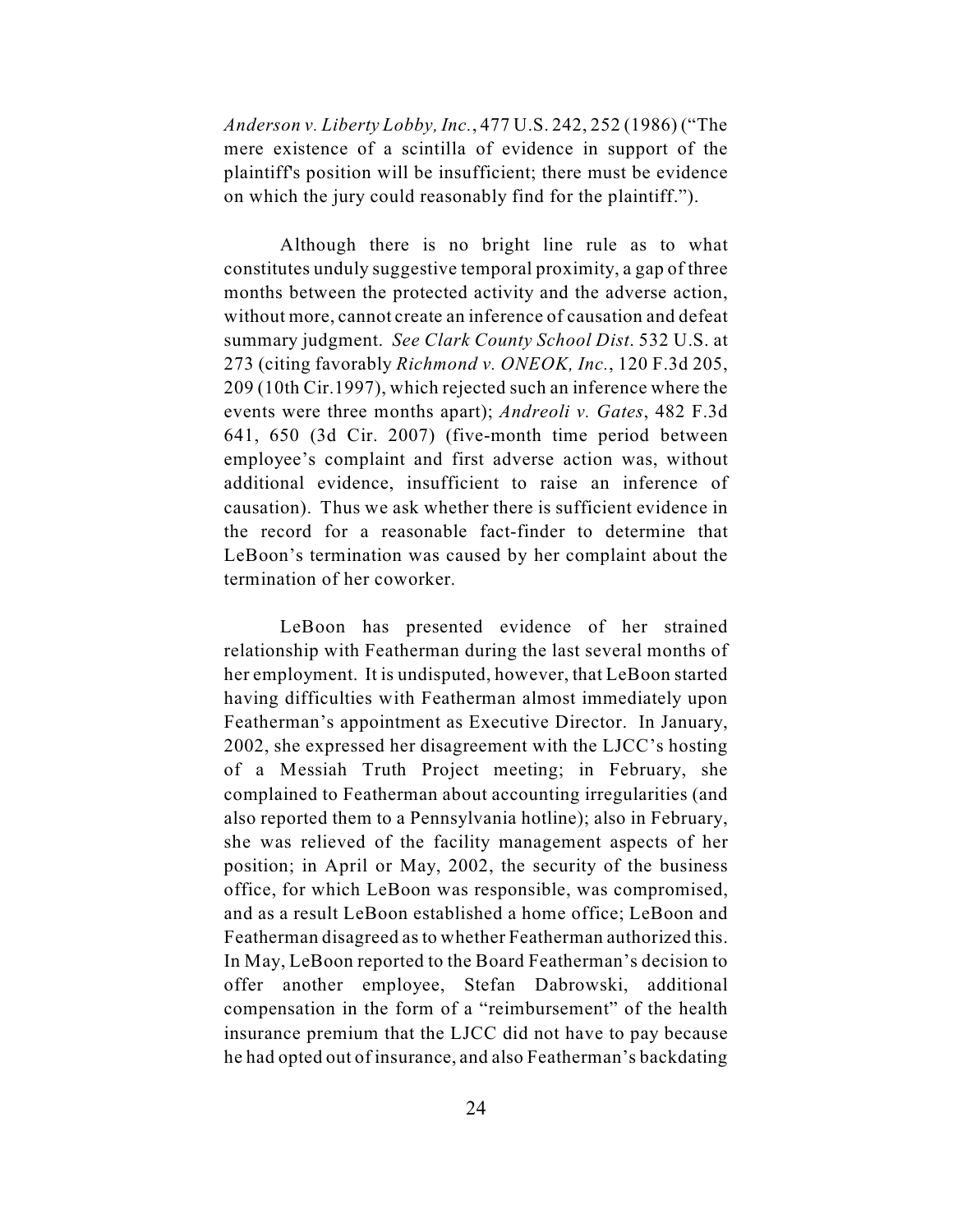*Anderson v. Liberty Lobby, Inc.*, 477 U.S. 242, 252 (1986) ("The mere existence of a scintilla of evidence in support of the plaintiff's position will be insufficient; there must be evidence on which the jury could reasonably find for the plaintiff.").

Although there is no bright line rule as to what constitutes unduly suggestive temporal proximity, a gap of three months between the protected activity and the adverse action, without more, cannot create an inference of causation and defeat summary judgment. *See Clark County School Dist.* 532 U.S. at 273 (citing favorably *Richmond v. ONEOK, Inc.*, 120 F.3d 205, 209 (10th Cir.1997), which rejected such an inference where the events were three months apart); *Andreoli v. Gates*, 482 F.3d 641, 650 (3d Cir. 2007) (five-month time period between employee's complaint and first adverse action was, without additional evidence, insufficient to raise an inference of causation). Thus we ask whether there is sufficient evidence in the record for a reasonable fact-finder to determine that LeBoon's termination was caused by her complaint about the termination of her coworker.

LeBoon has presented evidence of her strained relationship with Featherman during the last several months of her employment. It is undisputed, however, that LeBoon started having difficulties with Featherman almost immediately upon Featherman's appointment as Executive Director. In January, 2002, she expressed her disagreement with the LJCC's hosting of a Messiah Truth Project meeting; in February, she complained to Featherman about accounting irregularities (and also reported them to a Pennsylvania hotline); also in February, she was relieved of the facility management aspects of her position; in April or May, 2002, the security of the business office, for which LeBoon was responsible, was compromised, and as a result LeBoon established a home office; LeBoon and Featherman disagreed as to whether Featherman authorized this. In May, LeBoon reported to the Board Featherman's decision to offer another employee, Stefan Dabrowski, additional compensation in the form of a "reimbursement" of the health insurance premium that the LJCC did not have to pay because he had opted out of insurance, and also Featherman's backdating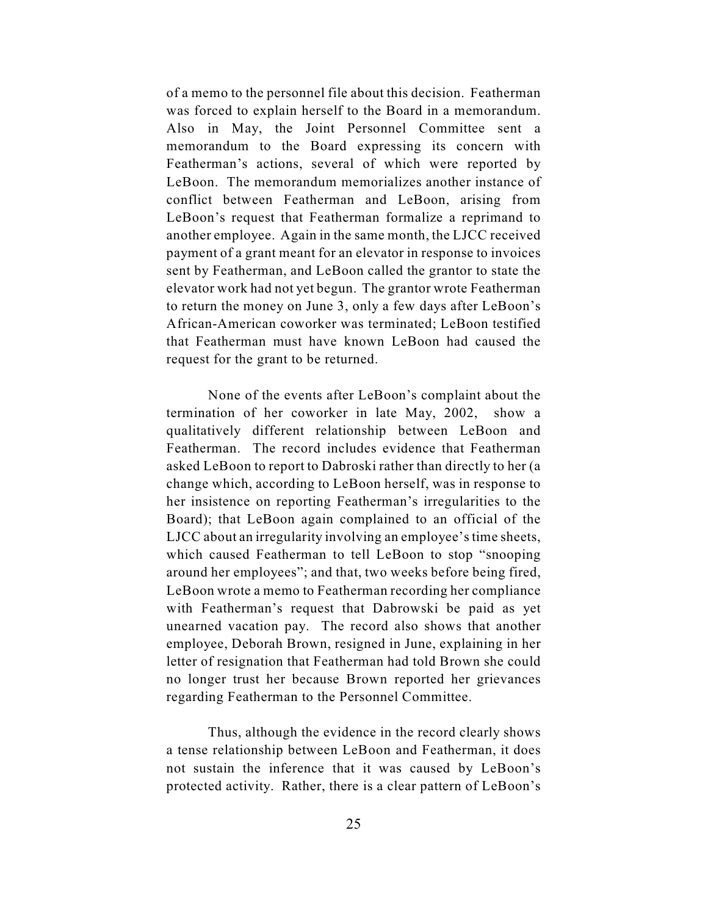of a memo to the personnel file about this decision. Featherman was forced to explain herself to the Board in a memorandum. Also in May, the Joint Personnel Committee sent a memorandum to the Board expressing its concern with Featherman's actions, several of which were reported by LeBoon. The memorandum memorializes another instance of conflict between Featherman and LeBoon, arising from LeBoon's request that Featherman formalize a reprimand to another employee. Again in the same month, the LJCC received payment of a grant meant for an elevator in response to invoices sent by Featherman, and LeBoon called the grantor to state the elevator work had not yet begun. The grantor wrote Featherman to return the money on June 3, only a few days after LeBoon's African-American coworker was terminated; LeBoon testified that Featherman must have known LeBoon had caused the request for the grant to be returned.

None of the events after LeBoon's complaint about the termination of her coworker in late May, 2002, show a qualitatively different relationship between LeBoon and Featherman. The record includes evidence that Featherman asked LeBoon to report to Dabroski rather than directly to her (a change which, according to LeBoon herself, was in response to her insistence on reporting Featherman's irregularities to the Board); that LeBoon again complained to an official of the LJCC about an irregularity involving an employee's time sheets, which caused Featherman to tell LeBoon to stop "snooping around her employees"; and that, two weeks before being fired, LeBoon wrote a memo to Featherman recording her compliance with Featherman's request that Dabrowski be paid as yet unearned vacation pay. The record also shows that another employee, Deborah Brown, resigned in June, explaining in her letter of resignation that Featherman had told Brown she could no longer trust her because Brown reported her grievances regarding Featherman to the Personnel Committee.

Thus, although the evidence in the record clearly shows a tense relationship between LeBoon and Featherman, it does not sustain the inference that it was caused by LeBoon's protected activity. Rather, there is a clear pattern of LeBoon's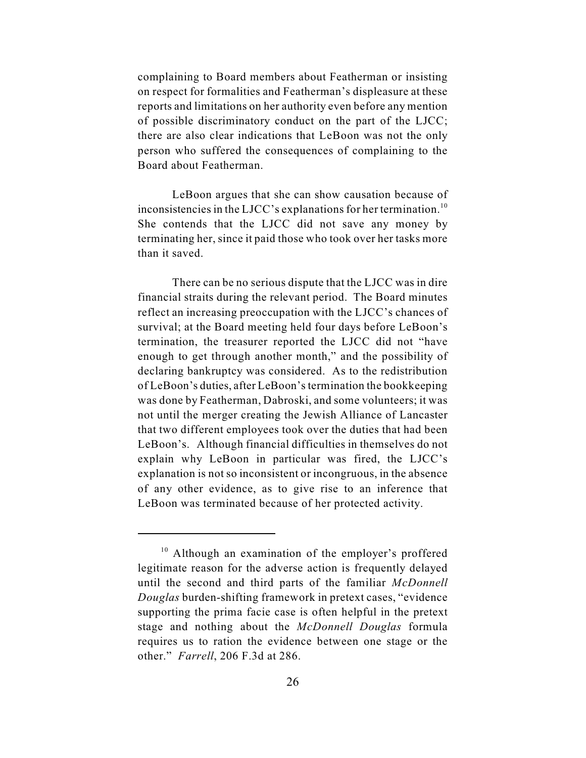complaining to Board members about Featherman or insisting on respect for formalities and Featherman's displeasure at these reports and limitations on her authority even before any mention of possible discriminatory conduct on the part of the LJCC; there are also clear indications that LeBoon was not the only person who suffered the consequences of complaining to the Board about Featherman.

LeBoon argues that she can show causation because of inconsistencies in the LJCC's explanations for her termination.[10] She contends that the LJCC did not save any money by terminating her, since it paid those who took over her tasks more than it saved.

There can be no serious dispute that the LJCC was in dire financial straits during the relevant period. The Board minutes reflect an increasing preoccupation with the LJCC's chances of survival; at the Board meeting held four days before LeBoon's termination, the treasurer reported the LJCC did not "have enough to get through another month," and the possibility of declaring bankruptcy was considered. As to the redistribution of LeBoon's duties, after LeBoon's termination the bookkeeping was done by Featherman, Dabroski, and some volunteers; it was not until the merger creating the Jewish Alliance of Lancaster that two different employees took over the duties that had been LeBoon's. Although financial difficulties in themselves do not explain why LeBoon in particular was fired, the LJCC's explanation is not so inconsistent or incongruous, in the absence of any other evidence, as to give rise to an inference that LeBoon was terminated because of her protected activity.

---

[10] Although an examination of the employer's proffered legitimate reason for the adverse action is frequently delayed until the second and third parts of the familiar *McDonnell Douglas* burden-shifting framework in pretext cases, "evidence supporting the prima facie case is often helpful in the pretext stage and nothing about the *McDonnell Douglas* formula requires us to ration the evidence between one stage or the other." *Farrell*, 206 F.3d at 286.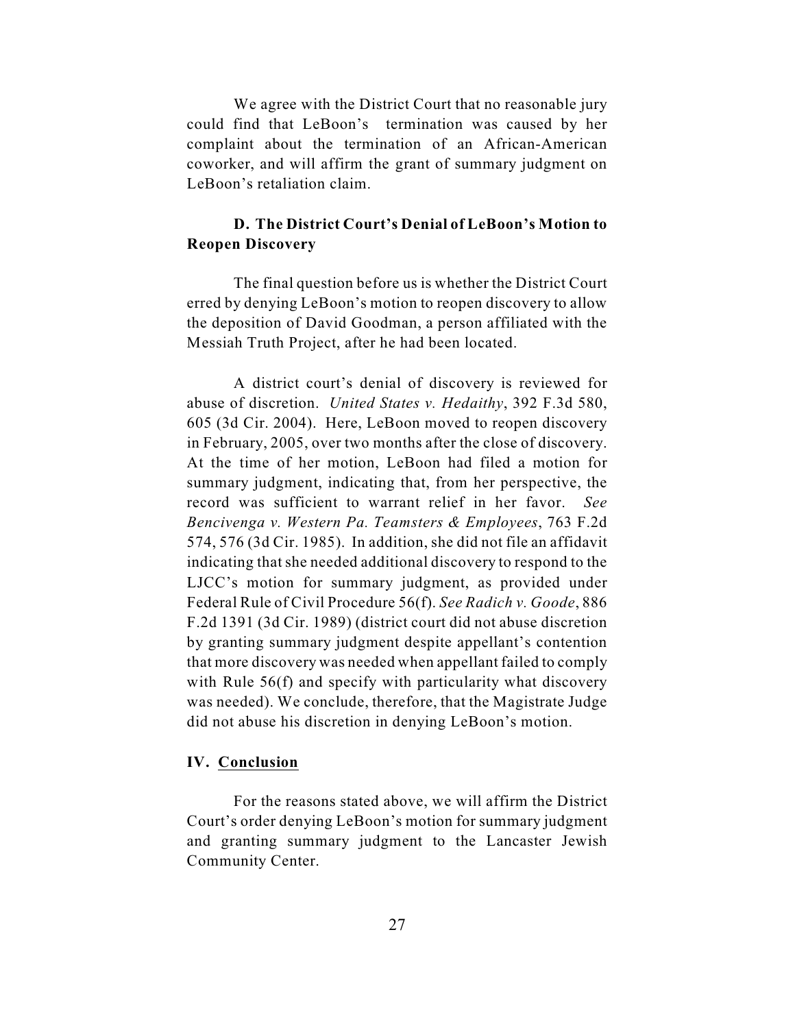We agree with the District Court that no reasonable jury could find that LeBoon's termination was caused by her complaint about the termination of an African-American coworker, and will affirm the grant of summary judgment on LeBoon's retaliation claim.

### D. The District Court's Denial of LeBoon's Motion to Reopen Discovery

The final question before us is whether the District Court erred by denying LeBoon's motion to reopen discovery to allow the deposition of David Goodman, a person affiliated with the Messiah Truth Project, after he had been located.

A district court's denial of discovery is reviewed for abuse of discretion. *United States v. Hedaithy*, 392 F.3d 580, 605 (3d Cir. 2004). Here, LeBoon moved to reopen discovery in February, 2005, over two months after the close of discovery. At the time of her motion, LeBoon had filed a motion for summary judgment, indicating that, from her perspective, the record was sufficient to warrant relief in her favor. *See Bencivenga v. Western Pa. Teamsters & Employees*, 763 F.2d 574, 576 (3d Cir. 1985). In addition, she did not file an affidavit indicating that she needed additional discovery to respond to the LJCC's motion for summary judgment, as provided under Federal Rule of Civil Procedure 56(f). *See Radich v. Goode*, 886 F.2d 1391 (3d Cir. 1989) (district court did not abuse discretion by granting summary judgment despite appellant's contention that more discovery was needed when appellant failed to comply with Rule 56(f) and specify with particularity what discovery was needed). We conclude, therefore, that the Magistrate Judge did not abuse his discretion in denying LeBoon's motion.

## IV. Conclusion

For the reasons stated above, we will affirm the District Court's order denying LeBoon's motion for summary judgment and granting summary judgment to the Lancaster Jewish Community Center.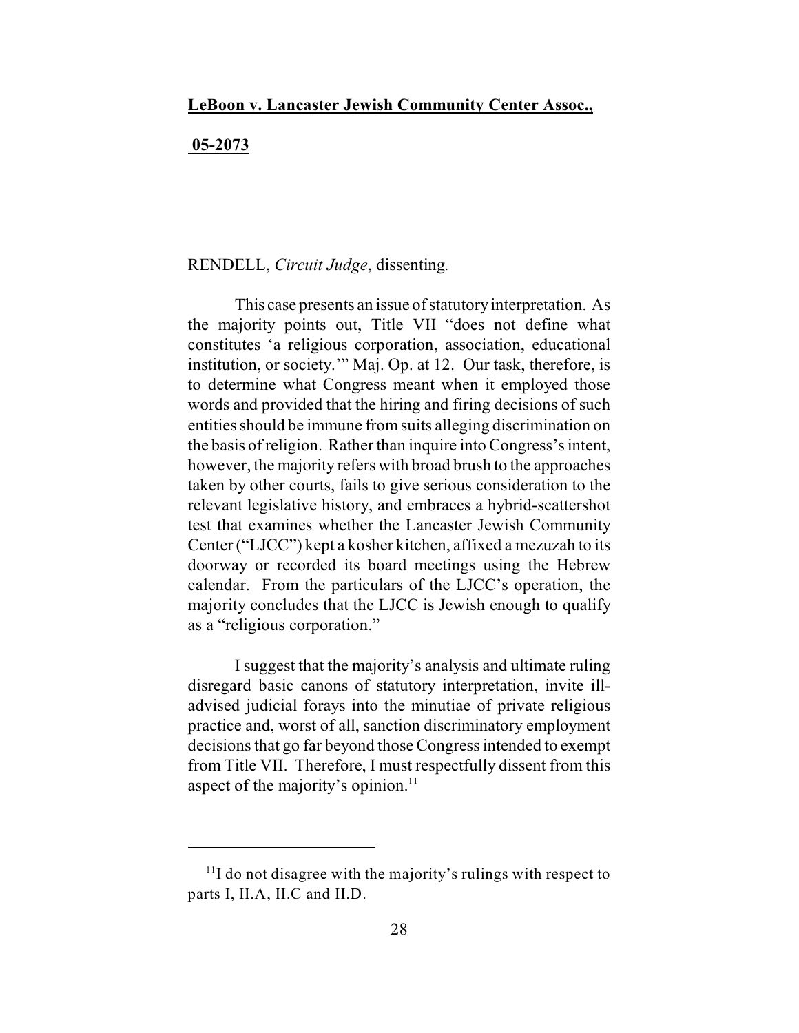**LeBoon v. Lancaster Jewish Community Center Assoc.,**

**05-2073**

RENDELL, *Circuit Judge*, dissenting.

This case presents an issue of statutory interpretation. As the majority points out, Title VII "does not define what constitutes 'a religious corporation, association, educational institution, or society.'" Maj. Op. at 12. Our task, therefore, is to determine what Congress meant when it employed those words and provided that the hiring and firing decisions of such entities should be immune from suits alleging discrimination on the basis of religion. Rather than inquire into Congress's intent, however, the majority refers with broad brush to the approaches taken by other courts, fails to give serious consideration to the relevant legislative history, and embraces a hybrid-scattershot test that examines whether the Lancaster Jewish Community Center ("LJCC") kept a kosher kitchen, affixed a mezuzah to its doorway or recorded its board meetings using the Hebrew calendar. From the particulars of the LJCC's operation, the majority concludes that the LJCC is Jewish enough to qualify as a "religious corporation."

I suggest that the majority's analysis and ultimate ruling disregard basic canons of statutory interpretation, invite ill-advised judicial forays into the minutiae of private religious practice and, worst of all, sanction discriminatory employment decisions that go far beyond those Congress intended to exempt from Title VII. Therefore, I must respectfully dissent from this aspect of the majority's opinion.[11]

---

[11] I do not disagree with the majority's rulings with respect to parts I, II.A, II.C and II.D.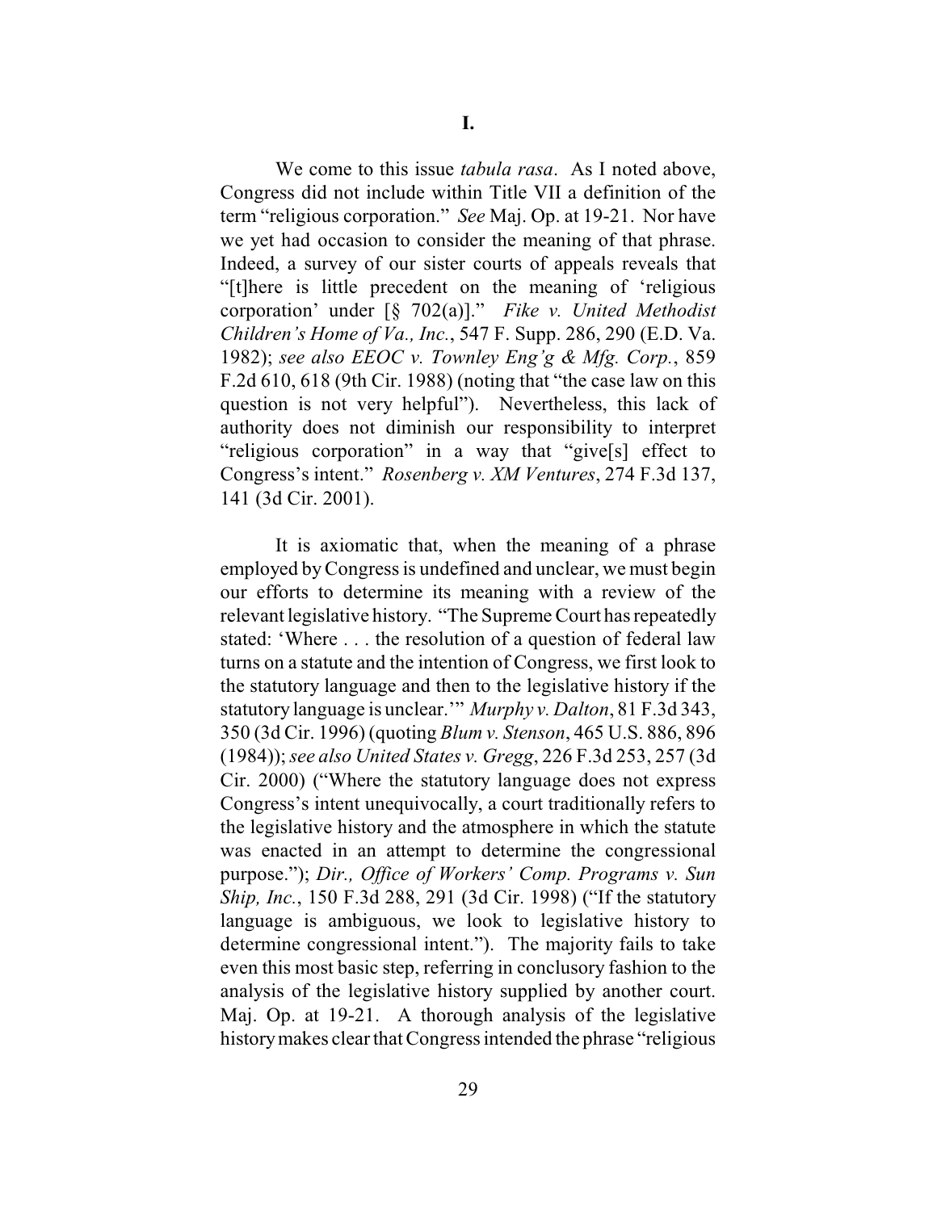## I.

We come to this issue *tabula rasa*. As I noted above, Congress did not include within Title VII a definition of the term "religious corporation." *See* Maj. Op. at 19-21. Nor have we yet had occasion to consider the meaning of that phrase. Indeed, a survey of our sister courts of appeals reveals that "[t]here is little precedent on the meaning of 'religious corporation' under [§ 702(a)]." *Fike v. United Methodist Children's Home of Va., Inc.*, 547 F. Supp. 286, 290 (E.D. Va. 1982); *see also EEOC v. Townley Eng'g & Mfg. Corp.*, 859 F.2d 610, 618 (9th Cir. 1988) (noting that "the case law on this question is not very helpful"). Nevertheless, this lack of authority does not diminish our responsibility to interpret "religious corporation" in a way that "give[s] effect to Congress's intent." *Rosenberg v. XM Ventures*, 274 F.3d 137, 141 (3d Cir. 2001).

It is axiomatic that, when the meaning of a phrase employed by Congress is undefined and unclear, we must begin our efforts to determine its meaning with a review of the relevant legislative history. "The Supreme Court has repeatedly stated: 'Where . . . the resolution of a question of federal law turns on a statute and the intention of Congress, we first look to the statutory language and then to the legislative history if the statutory language is unclear.'" *Murphy v. Dalton*, 81 F.3d 343, 350 (3d Cir. 1996) (quoting *Blum v. Stenson*, 465 U.S. 886, 896 (1984)); *see also United States v. Gregg*, 226 F.3d 253, 257 (3d Cir. 2000) ("Where the statutory language does not express Congress's intent unequivocally, a court traditionally refers to the legislative history and the atmosphere in which the statute was enacted in an attempt to determine the congressional purpose."); *Dir., Office of Workers' Comp. Programs v. Sun Ship, Inc.*, 150 F.3d 288, 291 (3d Cir. 1998) ("If the statutory language is ambiguous, we look to legislative history to determine congressional intent."). The majority fails to take even this most basic step, referring in conclusory fashion to the analysis of the legislative history supplied by another court. Maj. Op. at 19-21. A thorough analysis of the legislative history makes clear that Congress intended the phrase "religious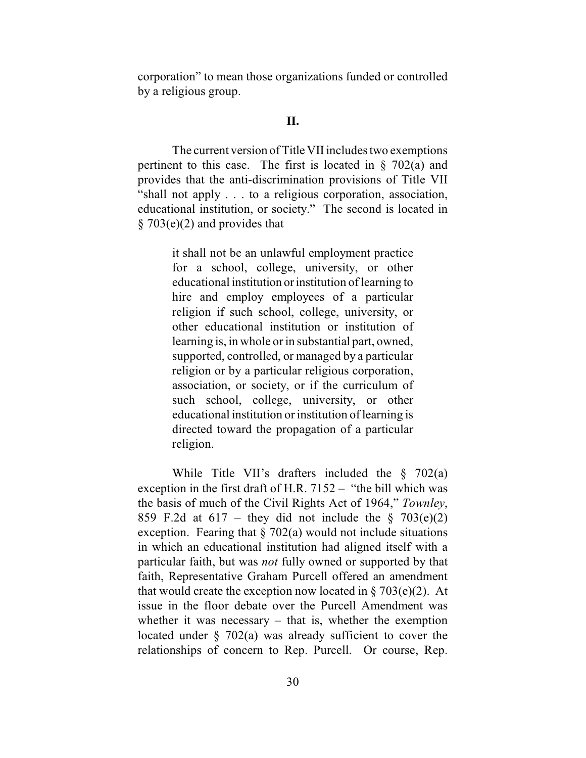corporation" to mean those organizations funded or controlled by a religious group.

## II.

The current version of Title VII includes two exemptions pertinent to this case. The first is located in § 702(a) and provides that the anti-discrimination provisions of Title VII "shall not apply . . . to a religious corporation, association, educational institution, or society." The second is located in § 703(e)(2) and provides that

> it shall not be an unlawful employment practice for a school, college, university, or other educational institution or institution of learning to hire and employ employees of a particular religion if such school, college, university, or other educational institution or institution of learning is, in whole or in substantial part, owned, supported, controlled, or managed by a particular religion or by a particular religious corporation, association, or society, or if the curriculum of such school, college, university, or other educational institution or institution of learning is directed toward the propagation of a particular religion.

While Title VII's drafters included the § 702(a) exception in the first draft of H.R. 7152 – "the bill which was the basis of much of the Civil Rights Act of 1964," *Townley*, 859 F.2d at 617 – they did not include the § 703(e)(2) exception. Fearing that § 702(a) would not include situations in which an educational institution had aligned itself with a particular faith, but was *not* fully owned or supported by that faith, Representative Graham Purcell offered an amendment that would create the exception now located in § 703(e)(2). At issue in the floor debate over the Purcell Amendment was whether it was necessary – that is, whether the exemption located under § 702(a) was already sufficient to cover the relationships of concern to Rep. Purcell. Or course, Rep.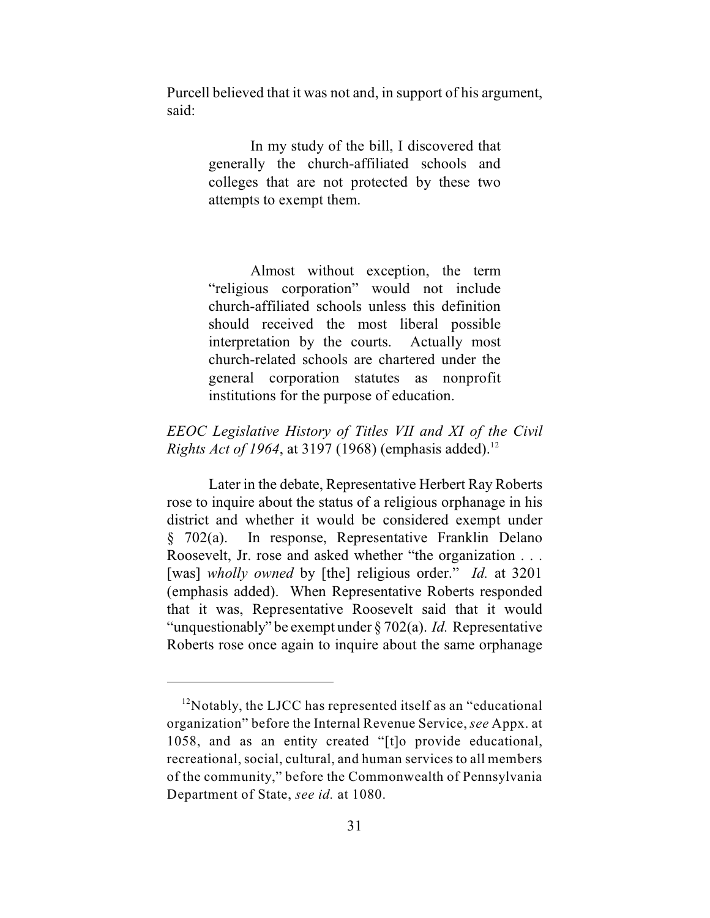Purcell believed that it was not and, in support of his argument, said:

> In my study of the bill, I discovered that generally the church-affiliated schools and colleges that are not protected by these two attempts to exempt them.
>
> Almost without exception, the term "religious corporation" would not include church-affiliated schools unless this definition should received the most liberal possible interpretation by the courts. Actually most church-related schools are chartered under the general corporation statutes as nonprofit institutions for the purpose of education.

*EEOC Legislative History of Titles VII and XI of the Civil Rights Act of 1964*, at 3197 (1968) (emphasis added).[12]

Later in the debate, Representative Herbert Ray Roberts rose to inquire about the status of a religious orphanage in his district and whether it would be considered exempt under § 702(a). In response, Representative Franklin Delano Roosevelt, Jr. rose and asked whether "the organization . . . [was] *wholly owned* by [the] religious order." *Id.* at 3201 (emphasis added). When Representative Roberts responded that it was, Representative Roosevelt said that it would "unquestionably" be exempt under § 702(a). *Id.* Representative Roberts rose once again to inquire about the same orphanage

---

[12]Notably, the LJCC has represented itself as an "educational organization" before the Internal Revenue Service, *see* Appx. at 1058, and as an entity created "[t]o provide educational, recreational, social, cultural, and human services to all members of the community," before the Commonwealth of Pennsylvania Department of State, *see id.* at 1080.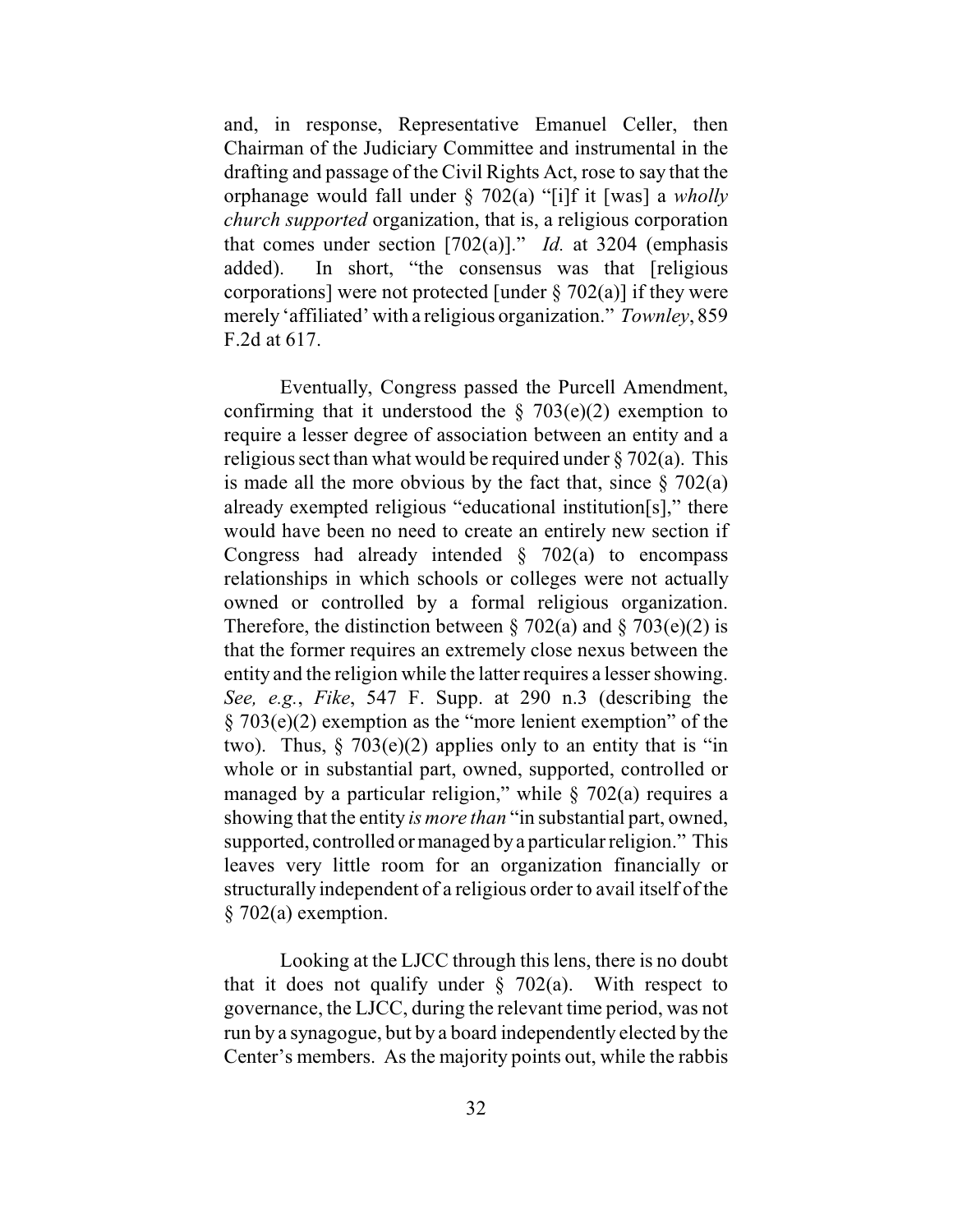and, in response, Representative Emanuel Celler, then Chairman of the Judiciary Committee and instrumental in the drafting and passage of the Civil Rights Act, rose to say that the orphanage would fall under § 702(a) "[i]f it [was] a *wholly church supported* organization, that is, a religious corporation that comes under section [702(a)]." *Id.* at 3204 (emphasis added). In short, "the consensus was that [religious corporations] were not protected [under § 702(a)] if they were merely 'affiliated' with a religious organization." *Townley*, 859 F.2d at 617.

Eventually, Congress passed the Purcell Amendment, confirming that it understood the § 703(e)(2) exemption to require a lesser degree of association between an entity and a religious sect than what would be required under § 702(a). This is made all the more obvious by the fact that, since § 702(a) already exempted religious "educational institution[s]," there would have been no need to create an entirely new section if Congress had already intended § 702(a) to encompass relationships in which schools or colleges were not actually owned or controlled by a formal religious organization. Therefore, the distinction between § 702(a) and § 703(e)(2) is that the former requires an extremely close nexus between the entity and the religion while the latter requires a lesser showing. *See, e.g.*, *Fike*, 547 F. Supp. at 290 n.3 (describing the § 703(e)(2) exemption as the "more lenient exemption" of the two). Thus, § 703(e)(2) applies only to an entity that is "in whole or in substantial part, owned, supported, controlled or managed by a particular religion," while § 702(a) requires a showing that the entity *is more than* "in substantial part, owned, supported, controlled or managed by a particular religion." This leaves very little room for an organization financially or structurally independent of a religious order to avail itself of the § 702(a) exemption.

Looking at the LJCC through this lens, there is no doubt that it does not qualify under § 702(a). With respect to governance, the LJCC, during the relevant time period, was not run by a synagogue, but by a board independently elected by the Center's members. As the majority points out, while the rabbis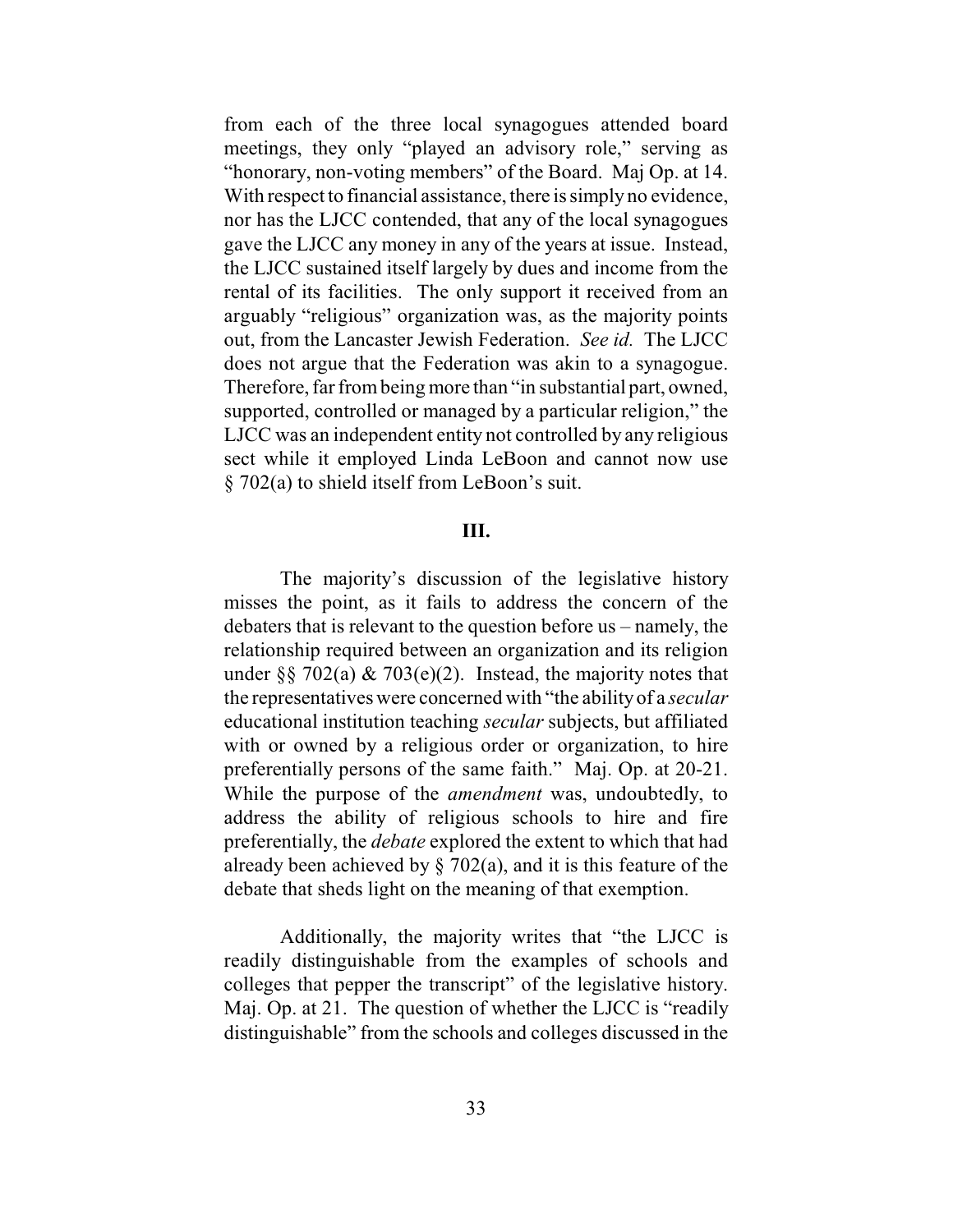from each of the three local synagogues attended board meetings, they only "played an advisory role," serving as "honorary, non-voting members" of the Board. Maj Op. at 14. With respect to financial assistance, there is simply no evidence, nor has the LJCC contended, that any of the local synagogues gave the LJCC any money in any of the years at issue. Instead, the LJCC sustained itself largely by dues and income from the rental of its facilities. The only support it received from an arguably "religious" organization was, as the majority points out, from the Lancaster Jewish Federation. *See id.* The LJCC does not argue that the Federation was akin to a synagogue. Therefore, far from being more than "in substantial part, owned, supported, controlled or managed by a particular religion," the LJCC was an independent entity not controlled by any religious sect while it employed Linda LeBoon and cannot now use § 702(a) to shield itself from LeBoon's suit.

## III.

The majority's discussion of the legislative history misses the point, as it fails to address the concern of the debaters that is relevant to the question before us – namely, the relationship required between an organization and its religion under §§ 702(a) & 703(e)(2). Instead, the majority notes that the representatives were concerned with "the ability of a *secular* educational institution teaching *secular* subjects, but affiliated with or owned by a religious order or organization, to hire preferentially persons of the same faith." Maj. Op. at 20-21. While the purpose of the *amendment* was, undoubtedly, to address the ability of religious schools to hire and fire preferentially, the *debate* explored the extent to which that had already been achieved by § 702(a), and it is this feature of the debate that sheds light on the meaning of that exemption.

Additionally, the majority writes that "the LJCC is readily distinguishable from the examples of schools and colleges that pepper the transcript" of the legislative history. Maj. Op. at 21. The question of whether the LJCC is "readily distinguishable" from the schools and colleges discussed in the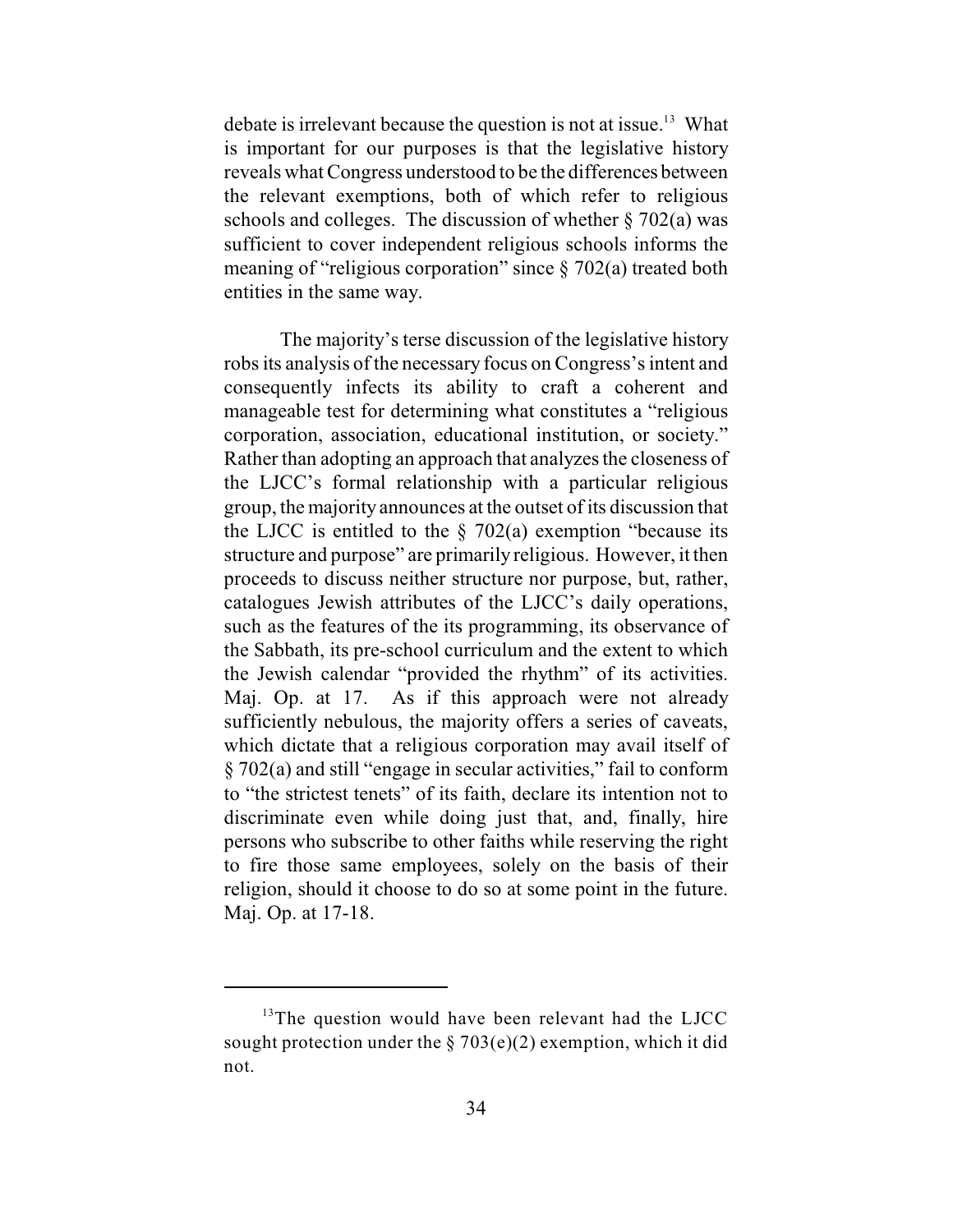debate is irrelevant because the question is not at issue.[13] What is important for our purposes is that the legislative history reveals what Congress understood to be the differences between the relevant exemptions, both of which refer to religious schools and colleges. The discussion of whether § 702(a) was sufficient to cover independent religious schools informs the meaning of "religious corporation" since § 702(a) treated both entities in the same way.

The majority's terse discussion of the legislative history robs its analysis of the necessary focus on Congress's intent and consequently infects its ability to craft a coherent and manageable test for determining what constitutes a "religious corporation, association, educational institution, or society." Rather than adopting an approach that analyzes the closeness of the LJCC's formal relationship with a particular religious group, the majority announces at the outset of its discussion that the LJCC is entitled to the § 702(a) exemption "because its structure and purpose" are primarily religious. However, it then proceeds to discuss neither structure nor purpose, but, rather, catalogues Jewish attributes of the LJCC's daily operations, such as the features of the its programming, its observance of the Sabbath, its pre-school curriculum and the extent to which the Jewish calendar "provided the rhythm" of its activities. Maj. Op. at 17. As if this approach were not already sufficiently nebulous, the majority offers a series of caveats, which dictate that a religious corporation may avail itself of § 702(a) and still "engage in secular activities," fail to conform to "the strictest tenets" of its faith, declare its intention not to discriminate even while doing just that, and, finally, hire persons who subscribe to other faiths while reserving the right to fire those same employees, solely on the basis of their religion, should it choose to do so at some point in the future. Maj. Op. at 17-18.

---

[13] The question would have been relevant had the LJCC sought protection under the § 703(e)(2) exemption, which it did not.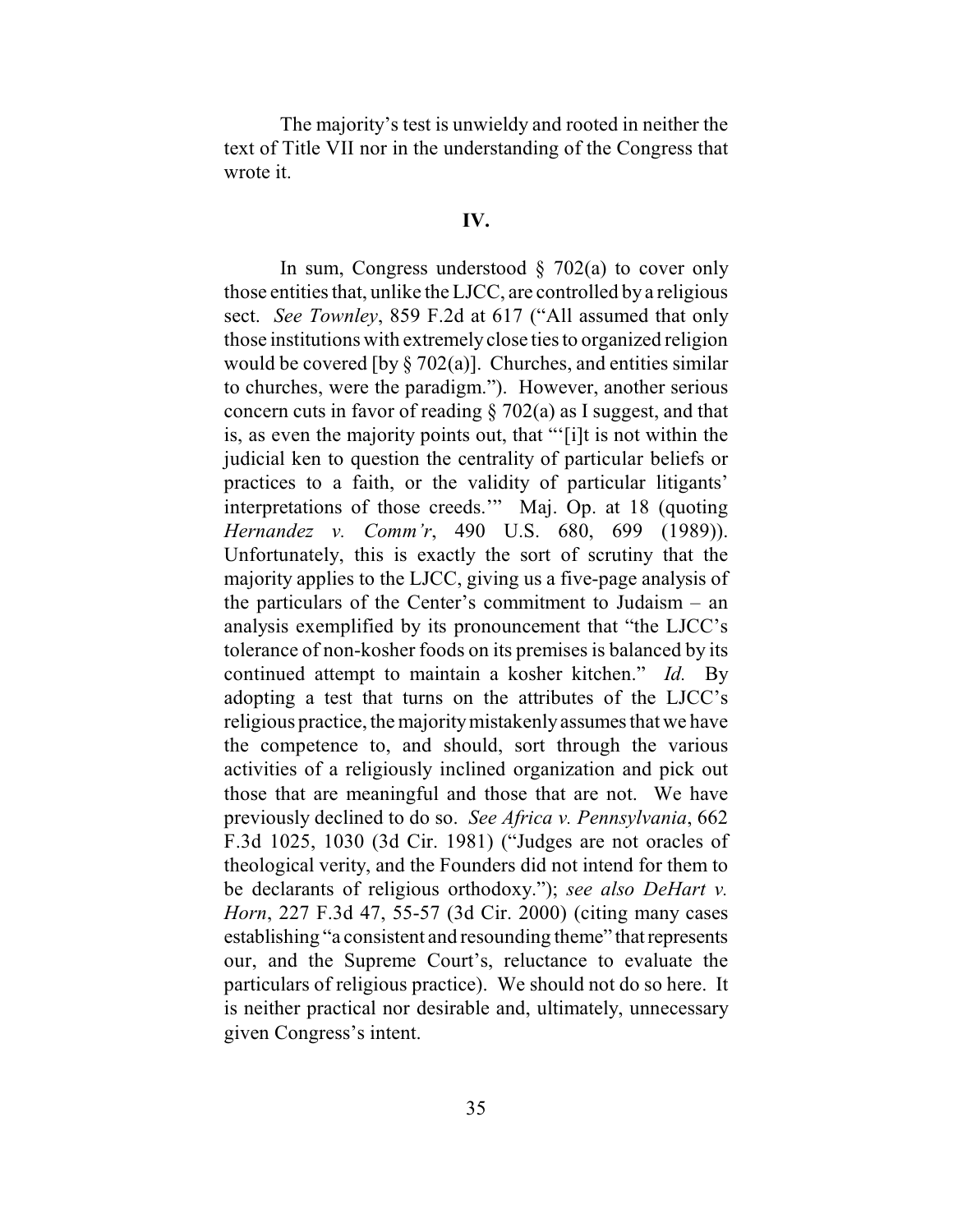The majority's test is unwieldy and rooted in neither the text of Title VII nor in the understanding of the Congress that wrote it.

## IV.

In sum, Congress understood § 702(a) to cover only those entities that, unlike the LJCC, are controlled by a religious sect. *See Townley*, 859 F.2d at 617 ("All assumed that only those institutions with extremely close ties to organized religion would be covered [by § 702(a)]. Churches, and entities similar to churches, were the paradigm."). However, another serious concern cuts in favor of reading § 702(a) as I suggest, and that is, as even the majority points out, that "'[i]t is not within the judicial ken to question the centrality of particular beliefs or practices to a faith, or the validity of particular litigants' interpretations of those creeds.'" Maj. Op. at 18 (quoting *Hernandez v. Comm'r*, 490 U.S. 680, 699 (1989)). Unfortunately, this is exactly the sort of scrutiny that the majority applies to the LJCC, giving us a five-page analysis of the particulars of the Center's commitment to Judaism – an analysis exemplified by its pronouncement that "the LJCC's tolerance of non-kosher foods on its premises is balanced by its continued attempt to maintain a kosher kitchen." *Id.* By adopting a test that turns on the attributes of the LJCC's religious practice, the majority mistakenly assumes that we have the competence to, and should, sort through the various activities of a religiously inclined organization and pick out those that are meaningful and those that are not. We have previously declined to do so. *See Africa v. Pennsylvania*, 662 F.3d 1025, 1030 (3d Cir. 1981) ("Judges are not oracles of theological verity, and the Founders did not intend for them to be declarants of religious orthodoxy."); *see also DeHart v. Horn*, 227 F.3d 47, 55-57 (3d Cir. 2000) (citing many cases establishing "a consistent and resounding theme" that represents our, and the Supreme Court's, reluctance to evaluate the particulars of religious practice). We should not do so here. It is neither practical nor desirable and, ultimately, unnecessary given Congress's intent.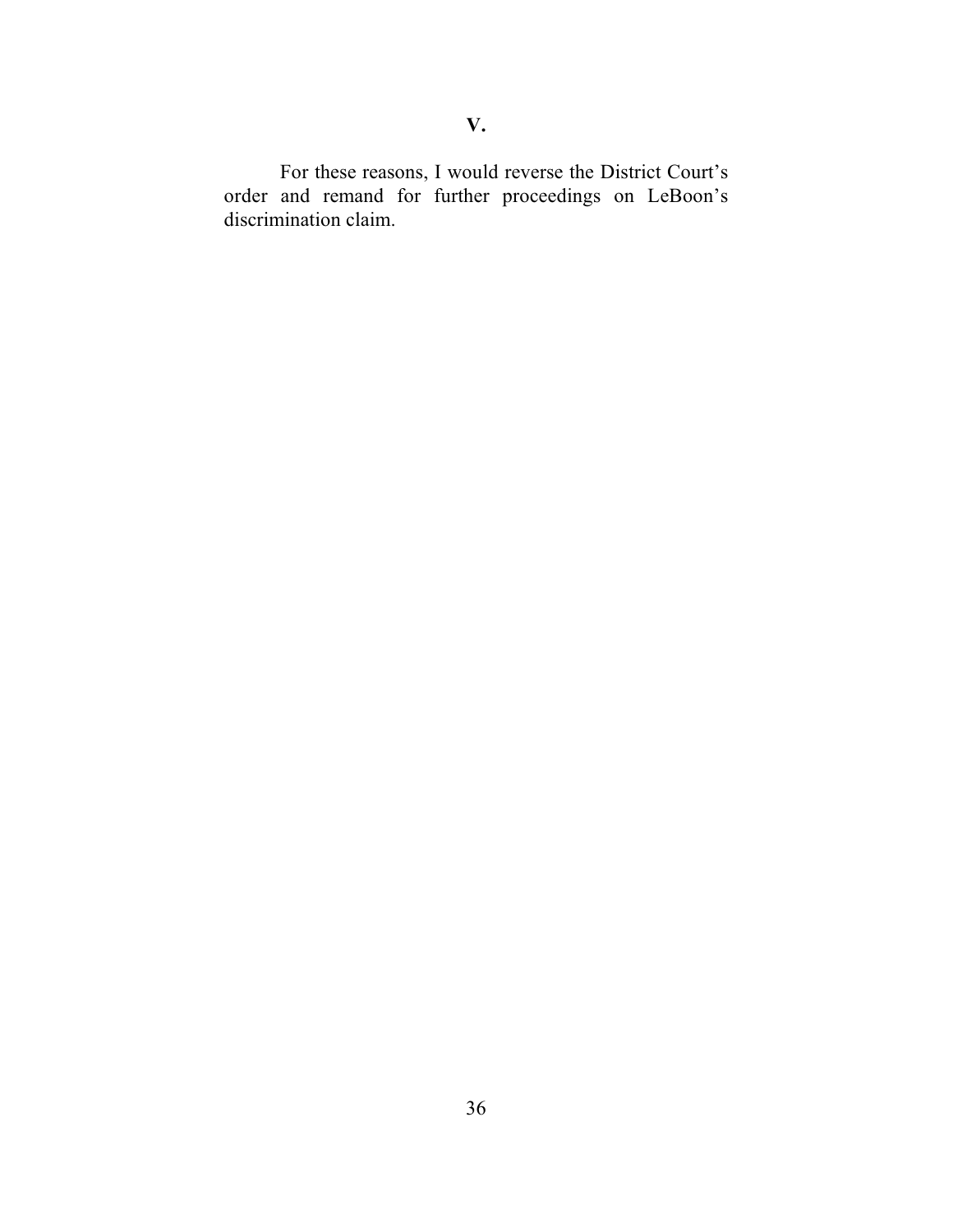## V.

For these reasons, I would reverse the District Court's order and remand for further proceedings on LeBoon's discrimination claim.